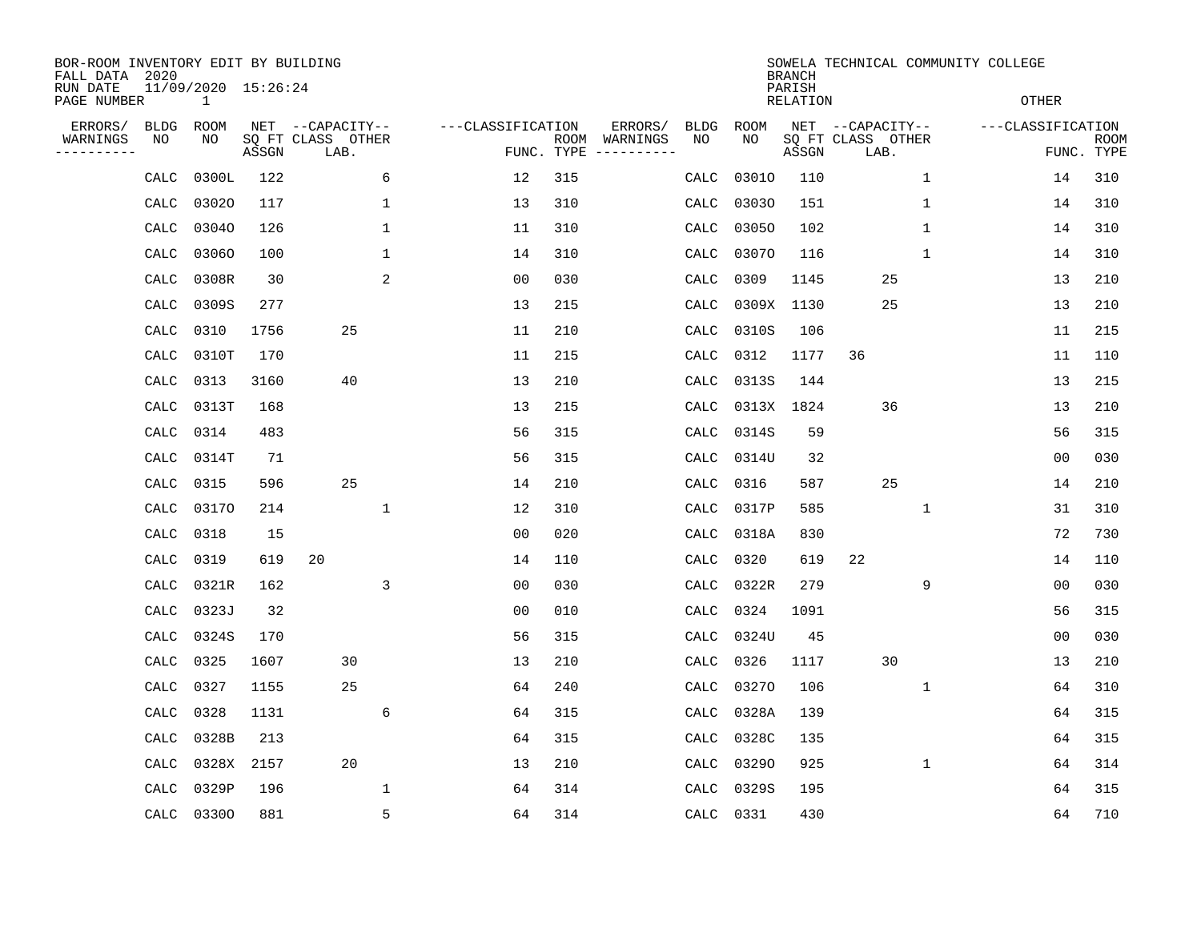BOR-ROOM INVENTORY EDIT BY BUILDING
FALL DATA 2020
RUN DATE 11/09/2020 15:26:24
PAGE NUMBER 1

SOWELA TECHNICAL COMMUNITY COLLEGE
BRANCH
PARISH
RELATION
OTHER

| ERRORS/ WARNINGS | BLDG NO | ROOM NO | NET SQ FT ASSGN | CAPACITY CLASS | CAPACITY LAB. | CAPACITY OTHER | CLASSIFICATION FUNC. | ROOM TYPE | ERRORS/ WARNINGS | BLDG NO | ROOM NO | NET SQ FT ASSGN | CAPACITY CLASS | CAPACITY LAB. | CAPACITY OTHER | CLASSIFICATION FUNC. | ROOM TYPE |
|---|---|---|---|---|---|---|---|---|---|---|---|---|---|---|---|---|---|
| | CALC | 0300L | 122 | | | 6 | 12 | 315 | | CALC | 0301O | 110 | | | 1 | 14 | 310 |
| | CALC | 0302O | 117 | | | 1 | 13 | 310 | | CALC | 0303O | 151 | | | 1 | 14 | 310 |
| | CALC | 0304O | 126 | | | 1 | 11 | 310 | | CALC | 0305O | 102 | | | 1 | 14 | 310 |
| | CALC | 0306O | 100 | | | 1 | 14 | 310 | | CALC | 0307O | 116 | | | 1 | 14 | 310 |
| | CALC | 0308R | 30 | | | 2 | 00 | 030 | | CALC | 0309 | 1145 | | 25 | | 13 | 210 |
| | CALC | 0309S | 277 | | | | 13 | 215 | | CALC | 0309X | 1130 | | 25 | | 13 | 210 |
| | CALC | 0310 | 1756 | | 25 | | 11 | 210 | | CALC | 0310S | 106 | | | | 11 | 215 |
| | CALC | 0310T | 170 | | | | 11 | 215 | | CALC | 0312 | 1177 | 36 | | | 11 | 110 |
| | CALC | 0313 | 3160 | | 40 | | 13 | 210 | | CALC | 0313S | 144 | | | | 13 | 215 |
| | CALC | 0313T | 168 | | | | 13 | 215 | | CALC | 0313X | 1824 | | 36 | | 13 | 210 |
| | CALC | 0314 | 483 | | | | 56 | 315 | | CALC | 0314S | 59 | | | | 56 | 315 |
| | CALC | 0314T | 71 | | | | 56 | 315 | | CALC | 0314U | 32 | | | | 00 | 030 |
| | CALC | 0315 | 596 | | 25 | | 14 | 210 | | CALC | 0316 | 587 | | 25 | | 14 | 210 |
| | CALC | 0317O | 214 | | | 1 | 12 | 310 | | CALC | 0317P | 585 | | | 1 | 31 | 310 |
| | CALC | 0318 | 15 | | | | 00 | 020 | | CALC | 0318A | 830 | | | | 72 | 730 |
| | CALC | 0319 | 619 | 20 | | | 14 | 110 | | CALC | 0320 | 619 | 22 | | | 14 | 110 |
| | CALC | 0321R | 162 | | | 3 | 00 | 030 | | CALC | 0322R | 279 | | | 9 | 00 | 030 |
| | CALC | 0323J | 32 | | | | 00 | 010 | | CALC | 0324 | 1091 | | | | 56 | 315 |
| | CALC | 0324S | 170 | | | | 56 | 315 | | CALC | 0324U | 45 | | | | 00 | 030 |
| | CALC | 0325 | 1607 | | 30 | | 13 | 210 | | CALC | 0326 | 1117 | | 30 | | 13 | 210 |
| | CALC | 0327 | 1155 | | 25 | | 64 | 240 | | CALC | 0327O | 106 | | | 1 | 64 | 310 |
| | CALC | 0328 | 1131 | | | 6 | 64 | 315 | | CALC | 0328A | 139 | | | | 64 | 315 |
| | CALC | 0328B | 213 | | | | 64 | 315 | | CALC | 0328C | 135 | | | | 64 | 315 |
| | CALC | 0328X | 2157 | | 20 | | 13 | 210 | | CALC | 0329O | 925 | | | 1 | 64 | 314 |
| | CALC | 0329P | 196 | | | 1 | 64 | 314 | | CALC | 0329S | 195 | | | | 64 | 315 |
| | CALC | 0330O | 881 | | | 5 | 64 | 314 | | CALC | 0331 | 430 | | | | 64 | 710 |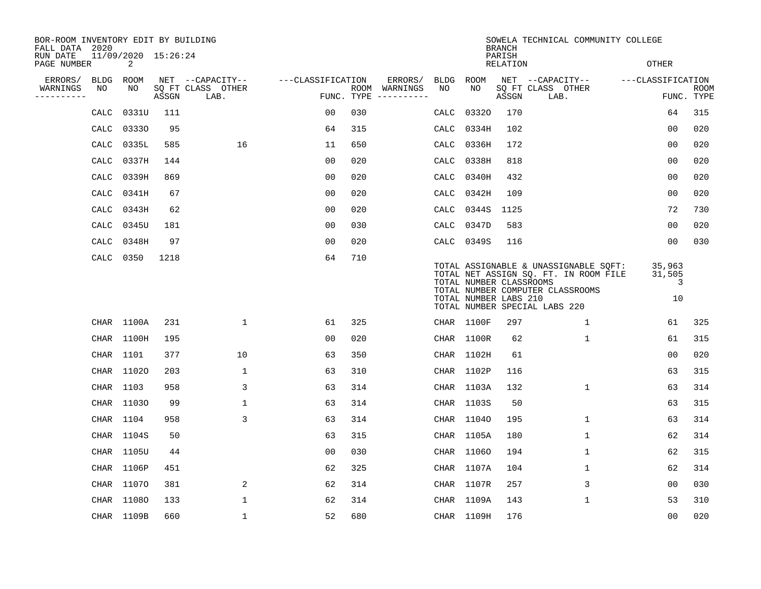BOR-ROOM INVENTORY EDIT BY BUILDING
FALL DATA 2020
RUN DATE 11/09/2020 15:26:24

SOWELA TECHNICAL COMMUNITY COLLEGE
BRANCH
PARISH
RELATION
OTHER

| ERRORS/ WARNINGS | BLDG NO | ROOM NO | NET SQ FT ASSGN | CAPACITY CLASS LAB. | CAPACITY OTHER | CLASSIFICATION FUNC. | ROOM TYPE | ERRORS/ WARNINGS | BLDG NO | ROOM NO | NET SQ FT ASSGN | CAPACITY CLASS LAB. | CAPACITY OTHER | CLASSIFICATION FUNC. | ROOM TYPE |
|---|---|---|---|---|---|---|---|---|---|---|---|---|---|---|---|
| | CALC | 0331U | 111 | | | 00 | 030 | | CALC | 0332O | 170 | | | 64 | 315 |
| | CALC | 0333O | 95 | | | 64 | 315 | | CALC | 0334H | 102 | | | 00 | 020 |
| | CALC | 0335L | 585 | | 16 | 11 | 650 | | CALC | 0336H | 172 | | | 00 | 020 |
| | CALC | 0337H | 144 | | | 00 | 020 | | CALC | 0338H | 818 | | | 00 | 020 |
| | CALC | 0339H | 869 | | | 00 | 020 | | CALC | 0340H | 432 | | | 00 | 020 |
| | CALC | 0341H | 67 | | | 00 | 020 | | CALC | 0342H | 109 | | | 00 | 020 |
| | CALC | 0343H | 62 | | | 00 | 020 | | CALC | 0344S | 1125 | | | 72 | 730 |
| | CALC | 0345U | 181 | | | 00 | 030 | | CALC | 0347D | 583 | | | 00 | 020 |
| | CALC | 0348H | 97 | | | 00 | 020 | | CALC | 0349S | 116 | | | 00 | 030 |
| | CALC | 0350 | 1218 | | | 64 | 710 | | | | | | | | |

TOTAL ASSIGNABLE & UNASSIGNABLE SQFT: 35,963
TOTAL NET ASSIGN SQ. FT. IN ROOM FILE 31,505
TOTAL NUMBER CLASSROOMS 3
TOTAL NUMBER COMPUTER CLASSROOMS
TOTAL NUMBER LABS 210 10
TOTAL NUMBER SPECIAL LABS 220

| ERRORS/ WARNINGS | BLDG NO | ROOM NO | NET SQ FT ASSGN | CAPACITY CLASS LAB. | CAPACITY OTHER | CLASSIFICATION FUNC. | ROOM TYPE | ERRORS/ WARNINGS | BLDG NO | ROOM NO | NET SQ FT ASSGN | CAPACITY CLASS LAB. | CAPACITY OTHER | CLASSIFICATION FUNC. | ROOM TYPE |
|---|---|---|---|---|---|---|---|---|---|---|---|---|---|---|---|
| | CHAR | 1100A | 231 | | 1 | 61 | 325 | | CHAR | 1100F | 297 | | 1 | 61 | 325 |
| | CHAR | 1100H | 195 | | | 00 | 020 | | CHAR | 1100R | 62 | | 1 | 61 | 315 |
| | CHAR | 1101 | 377 | | 10 | 63 | 350 | | CHAR | 1102H | 61 | | | 00 | 020 |
| | CHAR | 1102O | 203 | | 1 | 63 | 310 | | CHAR | 1102P | 116 | | | 63 | 315 |
| | CHAR | 1103 | 958 | | 3 | 63 | 314 | | CHAR | 1103A | 132 | | 1 | 63 | 314 |
| | CHAR | 1103O | 99 | | 1 | 63 | 314 | | CHAR | 1103S | 50 | | | 63 | 315 |
| | CHAR | 1104 | 958 | | 3 | 63 | 314 | | CHAR | 1104O | 195 | | 1 | 63 | 314 |
| | CHAR | 1104S | 50 | | | 63 | 315 | | CHAR | 1105A | 180 | | 1 | 62 | 314 |
| | CHAR | 1105U | 44 | | | 00 | 030 | | CHAR | 1106O | 194 | | 1 | 62 | 315 |
| | CHAR | 1106P | 451 | | | 62 | 325 | | CHAR | 1107A | 104 | | 1 | 62 | 314 |
| | CHAR | 1107O | 381 | | 2 | 62 | 314 | | CHAR | 1107R | 257 | | 3 | 00 | 030 |
| | CHAR | 1108O | 133 | | 1 | 62 | 314 | | CHAR | 1109A | 143 | | 1 | 53 | 310 |
| | CHAR | 1109B | 660 | | 1 | 52 | 680 | | CHAR | 1109H | 176 | | | 00 | 020 |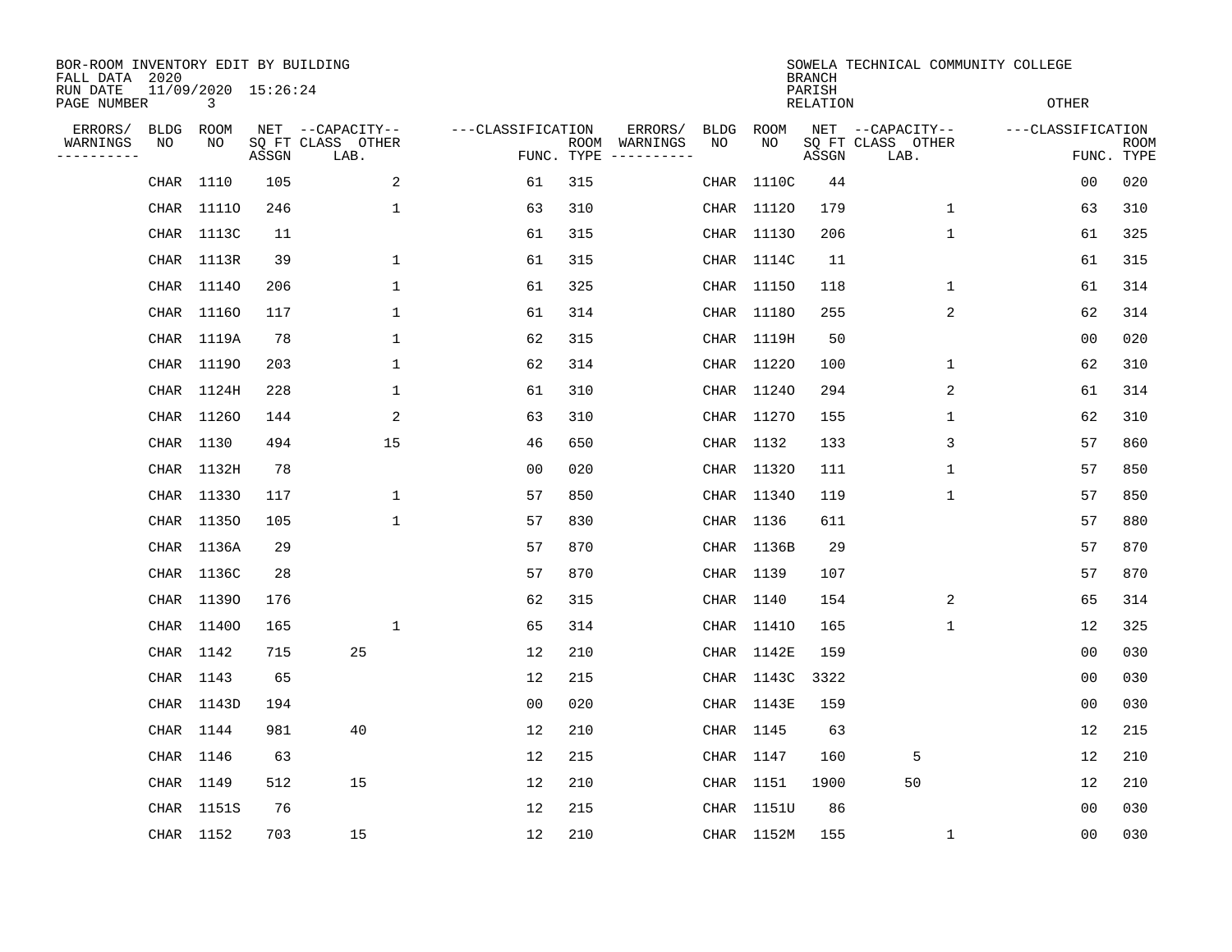BOR-ROOM INVENTORY EDIT BY BUILDING
FALL DATA 2020
RUN DATE 11/09/2020 15:26:24

SOWELA TECHNICAL COMMUNITY COLLEGE
BRANCH
PARISH
RELATION OTHER

| ERRORS/ WARNINGS | BLDG NO | ROOM NO | NET SQ FT ASSGN | CAPACITY CLASS LAB. | CAPACITY OTHER | CLASSIFICATION FUNC. | ROOM TYPE | ERRORS/ WARNINGS | BLDG NO | ROOM NO | NET SQ FT ASSGN | CAPACITY CLASS LAB. | CAPACITY OTHER | CLASSIFICATION FUNC. | ROOM TYPE |
|---|---|---|---|---|---|---|---|---|---|---|---|---|---|---|---|
| | CHAR | 1110 | 105 | | 2 | 61 | 315 | | CHAR | 1110C | 44 | | | 00 | 020 |
| | CHAR | 1111O | 246 | | 1 | 63 | 310 | | CHAR | 1112O | 179 | | 1 | 63 | 310 |
| | CHAR | 1113C | 11 | | | 61 | 315 | | CHAR | 1113O | 206 | | 1 | 61 | 325 |
| | CHAR | 1113R | 39 | | 1 | 61 | 315 | | CHAR | 1114C | 11 | | | 61 | 315 |
| | CHAR | 1114O | 206 | | 1 | 61 | 325 | | CHAR | 1115O | 118 | | 1 | 61 | 314 |
| | CHAR | 1116O | 117 | | 1 | 61 | 314 | | CHAR | 1118O | 255 | | 2 | 62 | 314 |
| | CHAR | 1119A | 78 | | 1 | 62 | 315 | | CHAR | 1119H | 50 | | | 00 | 020 |
| | CHAR | 1119O | 203 | | 1 | 62 | 314 | | CHAR | 1122O | 100 | | 1 | 62 | 310 |
| | CHAR | 1124H | 228 | | 1 | 61 | 310 | | CHAR | 1124O | 294 | | 2 | 61 | 314 |
| | CHAR | 1126O | 144 | | 2 | 63 | 310 | | CHAR | 1127O | 155 | | 1 | 62 | 310 |
| | CHAR | 1130 | 494 | | 15 | 46 | 650 | | CHAR | 1132 | 133 | | 3 | 57 | 860 |
| | CHAR | 1132H | 78 | | | 00 | 020 | | CHAR | 1132O | 111 | | 1 | 57 | 850 |
| | CHAR | 1133O | 117 | | 1 | 57 | 850 | | CHAR | 1134O | 119 | | 1 | 57 | 850 |
| | CHAR | 1135O | 105 | | 1 | 57 | 830 | | CHAR | 1136 | 611 | | | 57 | 880 |
| | CHAR | 1136A | 29 | | | 57 | 870 | | CHAR | 1136B | 29 | | | 57 | 870 |
| | CHAR | 1136C | 28 | | | 57 | 870 | | CHAR | 1139 | 107 | | | 57 | 870 |
| | CHAR | 1139O | 176 | | | 62 | 315 | | CHAR | 1140 | 154 | | 2 | 65 | 314 |
| | CHAR | 1140O | 165 | | 1 | 65 | 314 | | CHAR | 1141O | 165 | | 1 | 12 | 325 |
| | CHAR | 1142 | 715 | 25 | | 12 | 210 | | CHAR | 1142E | 159 | | | 00 | 030 |
| | CHAR | 1143 | 65 | | | 12 | 215 | | CHAR | 1143C | 3322 | | | 00 | 030 |
| | CHAR | 1143D | 194 | | | 00 | 020 | | CHAR | 1143E | 159 | | | 00 | 030 |
| | CHAR | 1144 | 981 | 40 | | 12 | 210 | | CHAR | 1145 | 63 | | | 12 | 215 |
| | CHAR | 1146 | 63 | | | 12 | 215 | | CHAR | 1147 | 160 | 5 | | 12 | 210 |
| | CHAR | 1149 | 512 | 15 | | 12 | 210 | | CHAR | 1151 | 1900 | 50 | | 12 | 210 |
| | CHAR | 1151S | 76 | | | 12 | 215 | | CHAR | 1151U | 86 | | | 00 | 030 |
| | CHAR | 1152 | 703 | 15 | | 12 | 210 | | CHAR | 1152M | 155 | | 1 | 00 | 030 |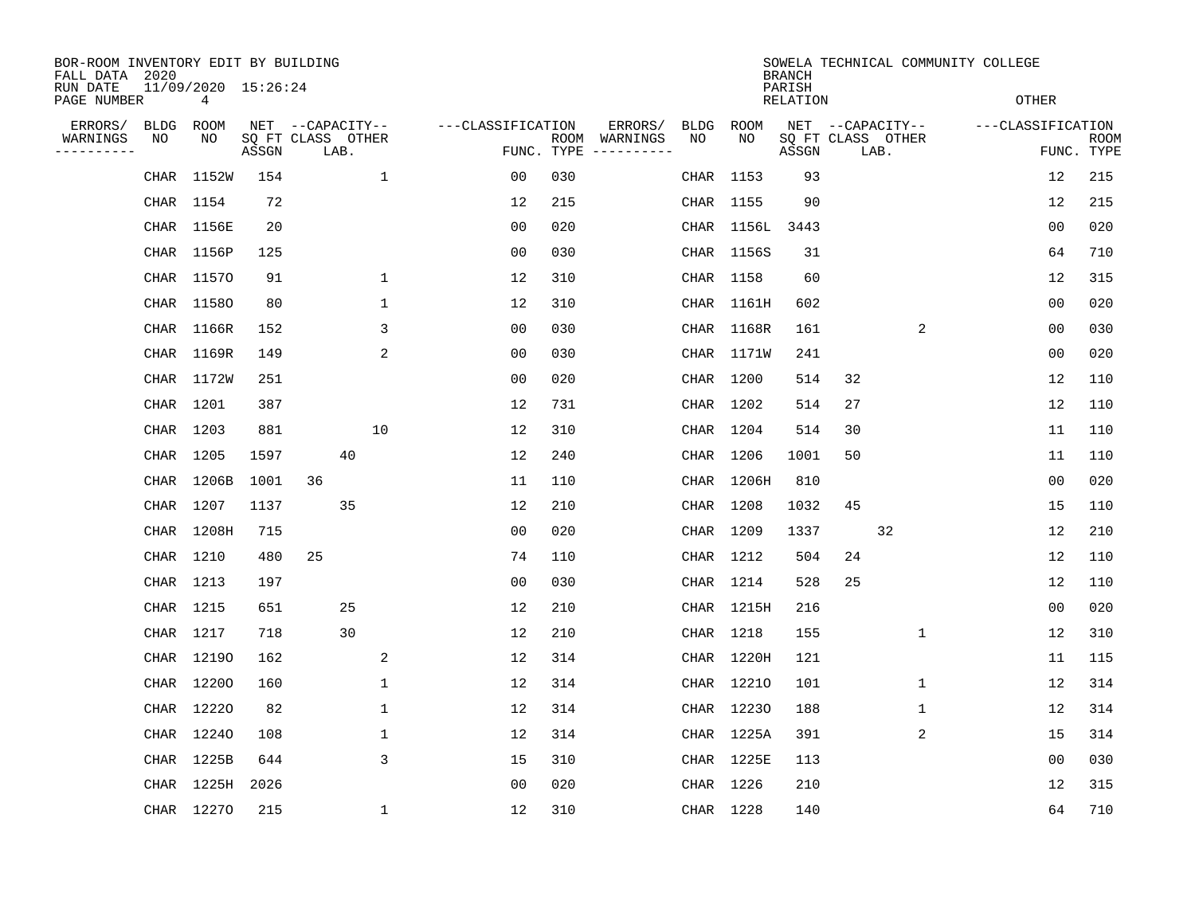BOR-ROOM INVENTORY EDIT BY BUILDING
FALL DATA 2020
RUN DATE 11/09/2020 15:26:24
PAGE NUMBER 4

SOWELA TECHNICAL COMMUNITY COLLEGE
BRANCH
PARISH
RELATION
OTHER

| ERRORS/ WARNINGS | BLDG NO | ROOM NO | NET SQ FT ASSGN | CAPACITY CLASS | CAPACITY LAB. | CAPACITY OTHER | CLASSIFICATION FUNC. | ROOM TYPE | ERRORS/ WARNINGS | BLDG NO | ROOM NO | NET SQ FT ASSGN | CAPACITY CLASS | CAPACITY LAB. | CAPACITY OTHER | CLASSIFICATION FUNC. | ROOM TYPE |
|---|---|---|---|---|---|---|---|---|---|---|---|---|---|---|---|---|---|
| | CHAR | 1152W | 154 | | | 1 | 00 | 030 | | CHAR | 1153 | 93 | | | | 12 | 215 |
| | CHAR | 1154 | 72 | | | | 12 | 215 | | CHAR | 1155 | 90 | | | | 12 | 215 |
| | CHAR | 1156E | 20 | | | | 00 | 020 | | CHAR | 1156L | 3443 | | | | 00 | 020 |
| | CHAR | 1156P | 125 | | | | 00 | 030 | | CHAR | 1156S | 31 | | | | 64 | 710 |
| | CHAR | 1157O | 91 | | | 1 | 12 | 310 | | CHAR | 1158 | 60 | | | | 12 | 315 |
| | CHAR | 1158O | 80 | | | 1 | 12 | 310 | | CHAR | 1161H | 602 | | | | 00 | 020 |
| | CHAR | 1166R | 152 | | | 3 | 00 | 030 | | CHAR | 1168R | 161 | | | 2 | 00 | 030 |
| | CHAR | 1169R | 149 | | | 2 | 00 | 030 | | CHAR | 1171W | 241 | | | | 00 | 020 |
| | CHAR | 1172W | 251 | | | | 00 | 020 | | CHAR | 1200 | 514 | 32 | | | 12 | 110 |
| | CHAR | 1201 | 387 | | | | 12 | 731 | | CHAR | 1202 | 514 | 27 | | | 12 | 110 |
| | CHAR | 1203 | 881 | | | 10 | 12 | 310 | | CHAR | 1204 | 514 | 30 | | | 11 | 110 |
| | CHAR | 1205 | 1597 | | 40 | | 12 | 240 | | CHAR | 1206 | 1001 | 50 | | | 11 | 110 |
| | CHAR | 1206B | 1001 | 36 | | | 11 | 110 | | CHAR | 1206H | 810 | | | | 00 | 020 |
| | CHAR | 1207 | 1137 | | 35 | | 12 | 210 | | CHAR | 1208 | 1032 | 45 | | | 15 | 110 |
| | CHAR | 1208H | 715 | | | | 00 | 020 | | CHAR | 1209 | 1337 | | 32 | | 12 | 210 |
| | CHAR | 1210 | 480 | 25 | | | 74 | 110 | | CHAR | 1212 | 504 | 24 | | | 12 | 110 |
| | CHAR | 1213 | 197 | | | | 00 | 030 | | CHAR | 1214 | 528 | 25 | | | 12 | 110 |
| | CHAR | 1215 | 651 | | 25 | | 12 | 210 | | CHAR | 1215H | 216 | | | | 00 | 020 |
| | CHAR | 1217 | 718 | | 30 | | 12 | 210 | | CHAR | 1218 | 155 | | | 1 | 12 | 310 |
| | CHAR | 1219O | 162 | | | 2 | 12 | 314 | | CHAR | 1220H | 121 | | | | 11 | 115 |
| | CHAR | 1220O | 160 | | | 1 | 12 | 314 | | CHAR | 1221O | 101 | | | 1 | 12 | 314 |
| | CHAR | 1222O | 82 | | | 1 | 12 | 314 | | CHAR | 1223O | 188 | | | 1 | 12 | 314 |
| | CHAR | 1224O | 108 | | | 1 | 12 | 314 | | CHAR | 1225A | 391 | | | 2 | 15 | 314 |
| | CHAR | 1225B | 644 | | | 3 | 15 | 310 | | CHAR | 1225E | 113 | | | | 00 | 030 |
| | CHAR | 1225H | 2026 | | | | 00 | 020 | | CHAR | 1226 | 210 | | | | 12 | 315 |
| | CHAR | 1227O | 215 | | | 1 | 12 | 310 | | CHAR | 1228 | 140 | | | | 64 | 710 |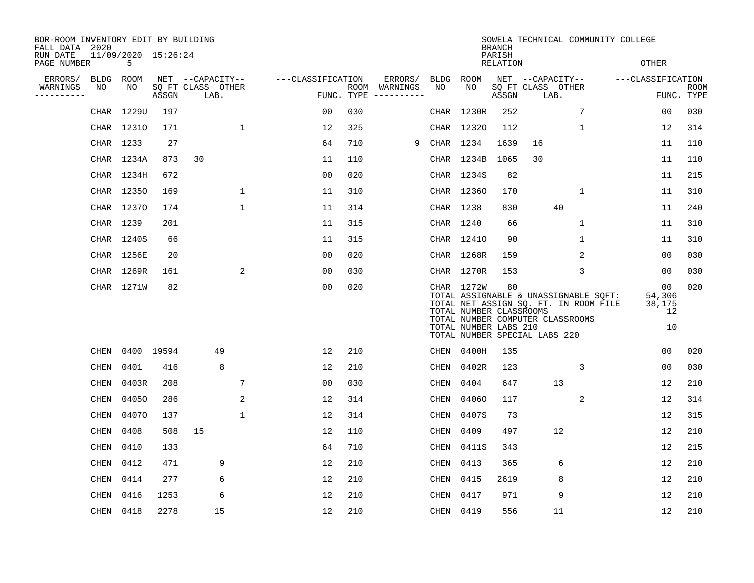BOR-ROOM INVENTORY EDIT BY BUILDING
FALL DATA 2020
RUN DATE 11/09/2020 15:26:24
PAGE NUMBER 5

SOWELA TECHNICAL COMMUNITY COLLEGE
BRANCH
PARISH
RELATION
OTHER

| ERRORS/ WARNINGS | BLDG NO | ROOM NO | NET SQ FT ASSGN | CAPACITY CLASS | CAPACITY LAB. | CAPACITY OTHER | CLASSIFICATION FUNC. | ROOM TYPE | ERRORS/ WARNINGS | BLDG NO | ROOM NO | NET SQ FT ASSGN | CAPACITY CLASS | CAPACITY LAB. | CAPACITY OTHER | CLASSIFICATION FUNC. | ROOM TYPE |
|---|---|---|---|---|---|---|---|---|---|---|---|---|---|---|---|---|---|
| | CHAR | 1229U | 197 | | | | 00 | 030 | | CHAR | 1230R | 252 | | | 7 | 00 | 030 |
| | CHAR | 1231O | 171 | | | 1 | 12 | 325 | | CHAR | 1232O | 112 | | | 1 | 12 | 314 |
| | CHAR | 1233 | 27 | | | | 64 | 710 | 9 | CHAR | 1234 | 1639 | 16 | | | 11 | 110 |
| | CHAR | 1234A | 873 | 30 | | | 11 | 110 | | CHAR | 1234B | 1065 | 30 | | | 11 | 110 |
| | CHAR | 1234H | 672 | | | | 00 | 020 | | CHAR | 1234S | 82 | | | | 11 | 215 |
| | CHAR | 1235O | 169 | | | 1 | 11 | 310 | | CHAR | 1236O | 170 | | | 1 | 11 | 310 |
| | CHAR | 1237O | 174 | | | 1 | 11 | 314 | | CHAR | 1238 | 830 | | 40 | | 11 | 240 |
| | CHAR | 1239 | 201 | | | | 11 | 315 | | CHAR | 1240 | 66 | | | 1 | 11 | 310 |
| | CHAR | 1240S | 66 | | | | 11 | 315 | | CHAR | 1241O | 90 | | | 1 | 11 | 310 |
| | CHAR | 1256E | 20 | | | | 00 | 020 | | CHAR | 1268R | 159 | | | 2 | 00 | 030 |
| | CHAR | 1269R | 161 | | | 2 | 00 | 030 | | CHAR | 1270R | 153 | | | 3 | 00 | 030 |
| | CHAR | 1271W | 82 | | | | 00 | 020 | | CHAR | 1272W | 80 | | | | 00 | 020 |

TOTAL ASSIGNABLE & UNASSIGNABLE SQFT: 54,306
TOTAL NET ASSIGN SQ. FT. IN ROOM FILE 38,175
TOTAL NUMBER CLASSROOMS 12
TOTAL NUMBER COMPUTER CLASSROOMS
TOTAL NUMBER LABS 210 10
TOTAL NUMBER SPECIAL LABS 220

| ERRORS/ WARNINGS | BLDG NO | ROOM NO | NET SQ FT ASSGN | CAPACITY CLASS | CAPACITY LAB. | CAPACITY OTHER | CLASSIFICATION FUNC. | ROOM TYPE | ERRORS/ WARNINGS | BLDG NO | ROOM NO | NET SQ FT ASSGN | CAPACITY CLASS | CAPACITY LAB. | CAPACITY OTHER | CLASSIFICATION FUNC. | ROOM TYPE |
|---|---|---|---|---|---|---|---|---|---|---|---|---|---|---|---|---|---|
| | CHEN | 0400 | 19594 | | 49 | | 12 | 210 | | CHEN | 0400H | 135 | | | | 00 | 020 |
| | CHEN | 0401 | 416 | | 8 | | 12 | 210 | | CHEN | 0402R | 123 | | | 3 | 00 | 030 |
| | CHEN | 0403R | 208 | | | 7 | 00 | 030 | | CHEN | 0404 | 647 | | 13 | | 12 | 210 |
| | CHEN | 0405O | 286 | | | 2 | 12 | 314 | | CHEN | 0406O | 117 | | | 2 | 12 | 314 |
| | CHEN | 0407O | 137 | | | 1 | 12 | 314 | | CHEN | 0407S | 73 | | | | 12 | 315 |
| | CHEN | 0408 | 508 | 15 | | | 12 | 110 | | CHEN | 0409 | 497 | | 12 | | 12 | 210 |
| | CHEN | 0410 | 133 | | | | 64 | 710 | | CHEN | 0411S | 343 | | | | 12 | 215 |
| | CHEN | 0412 | 471 | | 9 | | 12 | 210 | | CHEN | 0413 | 365 | | 6 | | 12 | 210 |
| | CHEN | 0414 | 277 | | 6 | | 12 | 210 | | CHEN | 0415 | 2619 | | 8 | | 12 | 210 |
| | CHEN | 0416 | 1253 | | 6 | | 12 | 210 | | CHEN | 0417 | 971 | | 9 | | 12 | 210 |
| | CHEN | 0418 | 2278 | | 15 | | 12 | 210 | | CHEN | 0419 | 556 | | 11 | | 12 | 210 |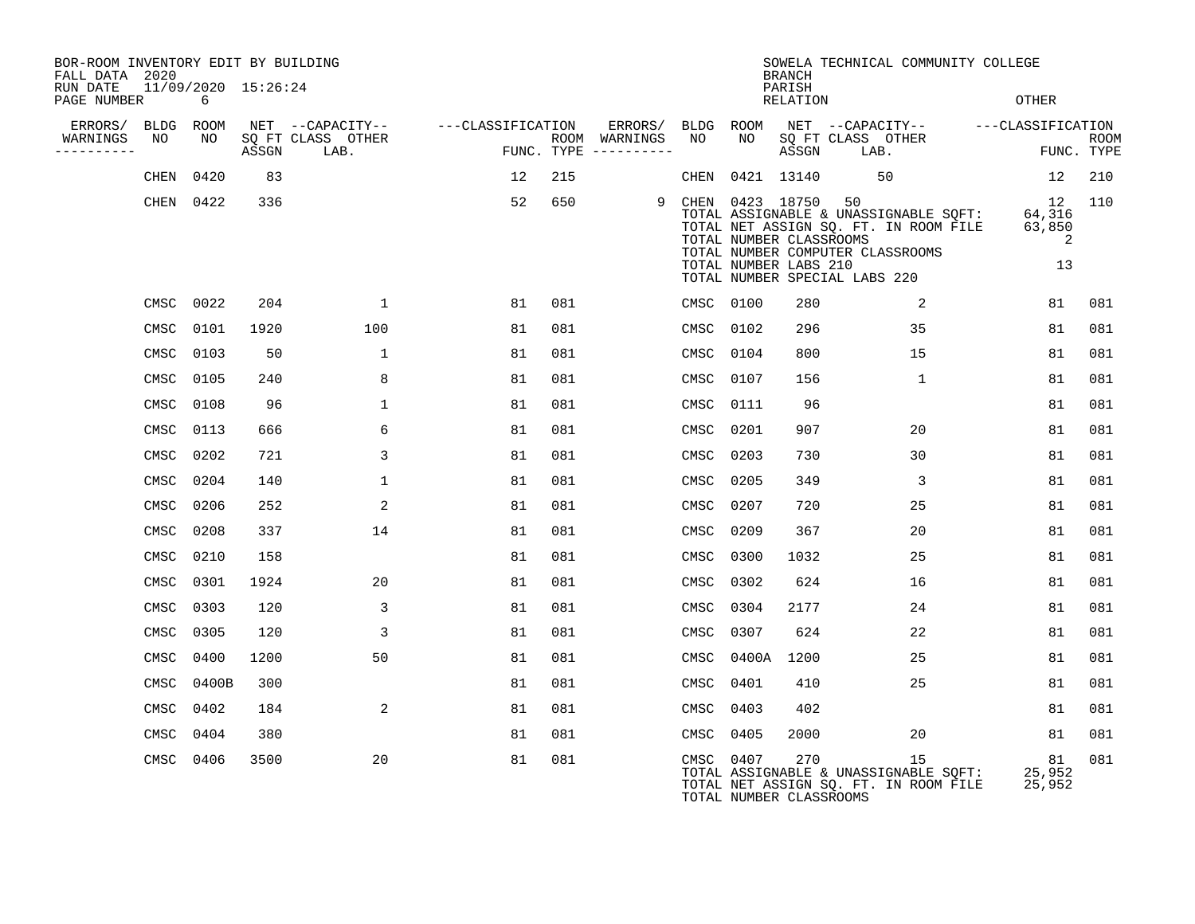BOR-ROOM INVENTORY EDIT BY BUILDING
FALL DATA 2020
RUN DATE 11/09/2020 15:26:24
PAGE NUMBER 6

SOWELA TECHNICAL COMMUNITY COLLEGE
BRANCH
PARISH
RELATION
OTHER

| ERRORS/ WARNINGS | BLDG NO | ROOM NO | NET SQ FT ASSGN | CAPACITY CLASS | CAPACITY OTHER LAB. | CLASSIFICATION FUNC. | ROOM TYPE | ERRORS/ WARNINGS | BLDG NO | ROOM NO | NET SQ FT ASSGN | CAPACITY CLASS | CAPACITY OTHER LAB. | CLASSIFICATION FUNC. | ROOM TYPE |
|---|---|---|---|---|---|---|---|---|---|---|---|---|---|---|---|
| | CHEN | 0420 | 83 | | | 12 | 215 | | CHEN | 0421 | 13140 | 50 | | 12 | 210 |
| | CHEN | 0422 | 336 | | | 52 | 650 | 9 | CHEN | 0423 | 18750 | 50 | | 12 | 110 |

TOTAL ASSIGNABLE & UNASSIGNABLE SQFT: 64,316
TOTAL NET ASSIGN SQ. FT. IN ROOM FILE 63,850
TOTAL NUMBER CLASSROOMS 2
TOTAL NUMBER COMPUTER CLASSROOMS
TOTAL NUMBER LABS 210 13
TOTAL NUMBER SPECIAL LABS 220

| ERRORS/ WARNINGS | BLDG NO | ROOM NO | NET SQ FT ASSGN | CAPACITY CLASS | CAPACITY OTHER LAB. | CLASSIFICATION FUNC. | ROOM TYPE | ERRORS/ WARNINGS | BLDG NO | ROOM NO | NET SQ FT ASSGN | CAPACITY CLASS | CAPACITY OTHER LAB. | CLASSIFICATION FUNC. | ROOM TYPE |
|---|---|---|---|---|---|---|---|---|---|---|---|---|---|---|---|
| | CMSC | 0022 | 204 | | 1 | 81 | 081 | | CMSC | 0100 | 280 | | 2 | 81 | 081 |
| | CMSC | 0101 | 1920 | | 100 | 81 | 081 | | CMSC | 0102 | 296 | | 35 | 81 | 081 |
| | CMSC | 0103 | 50 | | 1 | 81 | 081 | | CMSC | 0104 | 800 | | 15 | 81 | 081 |
| | CMSC | 0105 | 240 | | 8 | 81 | 081 | | CMSC | 0107 | 156 | | 1 | 81 | 081 |
| | CMSC | 0108 | 96 | | 1 | 81 | 081 | | CMSC | 0111 | 96 | | | 81 | 081 |
| | CMSC | 0113 | 666 | | 6 | 81 | 081 | | CMSC | 0201 | 907 | | 20 | 81 | 081 |
| | CMSC | 0202 | 721 | | 3 | 81 | 081 | | CMSC | 0203 | 730 | | 30 | 81 | 081 |
| | CMSC | 0204 | 140 | | 1 | 81 | 081 | | CMSC | 0205 | 349 | | 3 | 81 | 081 |
| | CMSC | 0206 | 252 | | 2 | 81 | 081 | | CMSC | 0207 | 720 | | 25 | 81 | 081 |
| | CMSC | 0208 | 337 | | 14 | 81 | 081 | | CMSC | 0209 | 367 | | 20 | 81 | 081 |
| | CMSC | 0210 | 158 | | | 81 | 081 | | CMSC | 0300 | 1032 | | 25 | 81 | 081 |
| | CMSC | 0301 | 1924 | | 20 | 81 | 081 | | CMSC | 0302 | 624 | | 16 | 81 | 081 |
| | CMSC | 0303 | 120 | | 3 | 81 | 081 | | CMSC | 0304 | 2177 | | 24 | 81 | 081 |
| | CMSC | 0305 | 120 | | 3 | 81 | 081 | | CMSC | 0307 | 624 | | 22 | 81 | 081 |
| | CMSC | 0400 | 1200 | | 50 | 81 | 081 | | CMSC | 0400A | 1200 | | 25 | 81 | 081 |
| | CMSC | 0400B | 300 | | | 81 | 081 | | CMSC | 0401 | 410 | | 25 | 81 | 081 |
| | CMSC | 0402 | 184 | | 2 | 81 | 081 | | CMSC | 0403 | 402 | | | 81 | 081 |
| | CMSC | 0404 | 380 | | | 81 | 081 | | CMSC | 0405 | 2000 | | 20 | 81 | 081 |
| | CMSC | 0406 | 3500 | | 20 | 81 | 081 | | CMSC | 0407 | 270 | | 15 | 81 | 081 |

TOTAL ASSIGNABLE & UNASSIGNABLE SQFT: 25,952
TOTAL NET ASSIGN SQ. FT. IN ROOM FILE 25,952
TOTAL NUMBER CLASSROOMS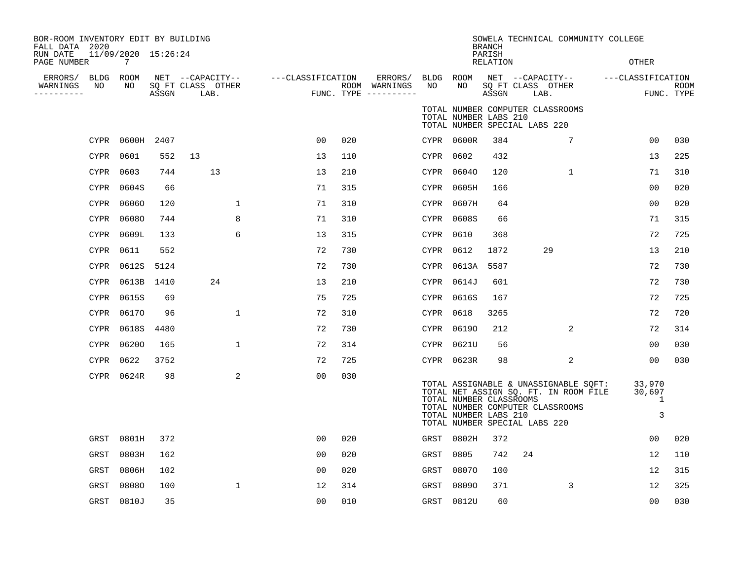BOR-ROOM INVENTORY EDIT BY BUILDING
FALL DATA 2020
RUN DATE 11/09/2020 15:26:24
PAGE NUMBER 7

SOWELA TECHNICAL COMMUNITY COLLEGE
BRANCH
PARISH
RELATION
OTHER

| ERRORS/ WARNINGS | BLDG NO | ROOM NO | NET SQ FT ASSGN | CAPACITY CLASS | CAPACITY LAB. | CAPACITY OTHER | CLASSIFICATION FUNC. | ROOM TYPE | ERRORS/ WARNINGS | BLDG NO | ROOM NO | NET SQ FT ASSGN | CAPACITY CLASS | CAPACITY LAB. | CAPACITY OTHER | CLASSIFICATION FUNC. | ROOM TYPE |
|---|---|---|---|---|---|---|---|---|---|---|---|---|---|---|---|---|---|
| | | | | | | | | | | TOTAL NUMBER COMPUTER CLASSROOMS | | | | | | | |
| | | | | | | | | | | TOTAL NUMBER LABS 210 | | | | | | | |
| | | | | | | | | | | TOTAL NUMBER SPECIAL LABS 220 | | | | | | | |
| | CYPR | 0600H | 2407 | | | | 00 | 020 | | CYPR | 0600R | 384 | | | 7 | 00 | 030 |
| | CYPR | 0601 | 552 | 13 | | | 13 | 110 | | CYPR | 0602 | 432 | | | | 13 | 225 |
| | CYPR | 0603 | 744 | | 13 | | 13 | 210 | | CYPR | 0604O | 120 | | | 1 | 71 | 310 |
| | CYPR | 0604S | 66 | | | | 71 | 315 | | CYPR | 0605H | 166 | | | | 00 | 020 |
| | CYPR | 0606O | 120 | | | 1 | 71 | 310 | | CYPR | 0607H | 64 | | | | 00 | 020 |
| | CYPR | 0608O | 744 | | | 8 | 71 | 310 | | CYPR | 0608S | 66 | | | | 71 | 315 |
| | CYPR | 0609L | 133 | | | 6 | 13 | 315 | | CYPR | 0610 | 368 | | | | 72 | 725 |
| | CYPR | 0611 | 552 | | | | 72 | 730 | | CYPR | 0612 | 1872 | | 29 | | 13 | 210 |
| | CYPR | 0612S | 5124 | | | | 72 | 730 | | CYPR | 0613A | 5587 | | | | 72 | 730 |
| | CYPR | 0613B | 1410 | | 24 | | 13 | 210 | | CYPR | 0614J | 601 | | | | 72 | 730 |
| | CYPR | 0615S | 69 | | | | 75 | 725 | | CYPR | 0616S | 167 | | | | 72 | 725 |
| | CYPR | 0617O | 96 | | | 1 | 72 | 310 | | CYPR | 0618 | 3265 | | | | 72 | 720 |
| | CYPR | 0618S | 4480 | | | | 72 | 730 | | CYPR | 0619O | 212 | | | 2 | 72 | 314 |
| | CYPR | 0620O | 165 | | | 1 | 72 | 314 | | CYPR | 0621U | 56 | | | | 00 | 030 |
| | CYPR | 0622 | 3752 | | | | 72 | 725 | | CYPR | 0623R | 98 | | | 2 | 00 | 030 |
| | CYPR | 0624R | 98 | | | 2 | 00 | 030 | | | | | | | | | |
| | | | | | | | | | | TOTAL ASSIGNABLE & UNASSIGNABLE SQFT: | | | | | | 33,970 | |
| | | | | | | | | | | TOTAL NET ASSIGN SQ. FT. IN ROOM FILE | | | | | | 30,697 | |
| | | | | | | | | | | TOTAL NUMBER CLASSROOMS | | | | | | 1 | |
| | | | | | | | | | | TOTAL NUMBER COMPUTER CLASSROOMS | | | | | | | |
| | | | | | | | | | | TOTAL NUMBER LABS 210 | | | | | | 3 | |
| | | | | | | | | | | TOTAL NUMBER SPECIAL LABS 220 | | | | | | | |
| | GRST | 0801H | 372 | | | | 00 | 020 | | GRST | 0802H | 372 | | | | 00 | 020 |
| | GRST | 0803H | 162 | | | | 00 | 020 | | GRST | 0805 | 742 | 24 | | | 12 | 110 |
| | GRST | 0806H | 102 | | | | 00 | 020 | | GRST | 0807O | 100 | | | | 12 | 315 |
| | GRST | 0808O | 100 | | | 1 | 12 | 314 | | GRST | 0809O | 371 | | | 3 | 12 | 325 |
| | GRST | 0810J | 35 | | | | 00 | 010 | | GRST | 0812U | 60 | | | | 00 | 030 |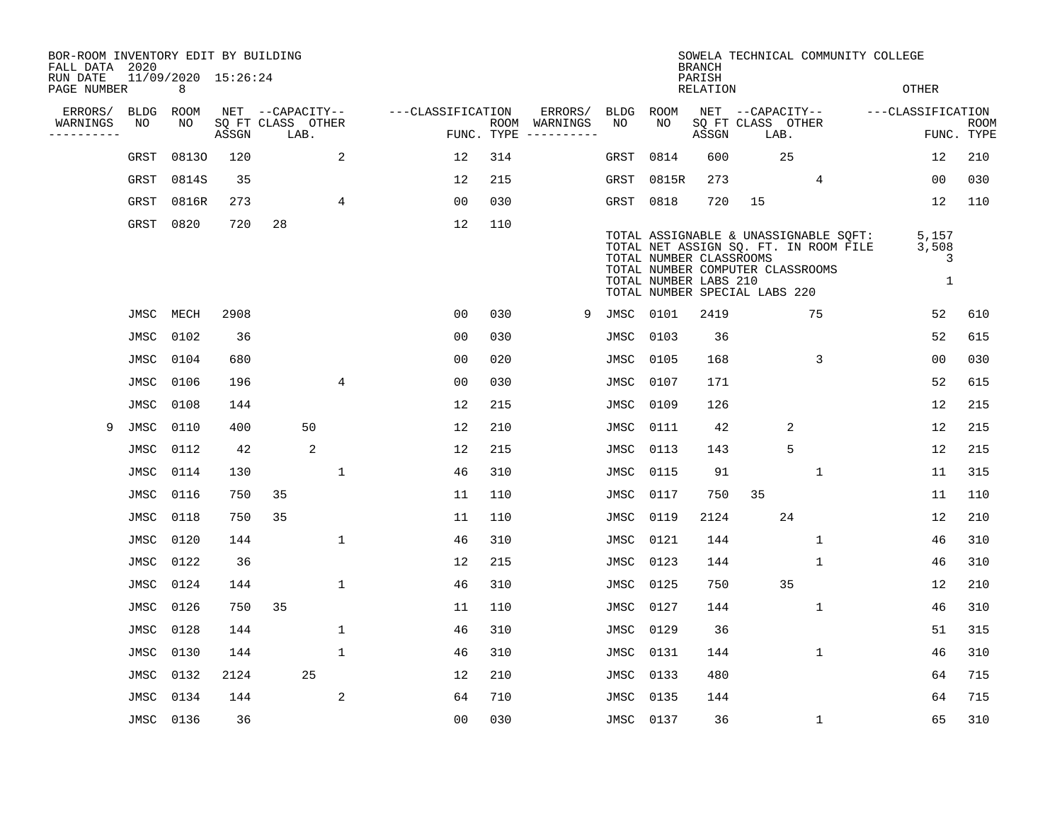BOR-ROOM INVENTORY EDIT BY BUILDING
FALL DATA 2020
RUN DATE 11/09/2020 15:26:24

SOWELA TECHNICAL COMMUNITY COLLEGE
BRANCH
PARISH
RELATION
OTHER

| ERRORS/ WARNINGS | BLDG NO | ROOM NO | NET SQ FT ASSGN | CAPACITY CLASS | CAPACITY LAB. | CAPACITY OTHER | CLASSIFICATION FUNC. | ROOM TYPE | ERRORS/ WARNINGS | BLDG NO | ROOM NO | NET SQ FT ASSGN | CAPACITY CLASS | CAPACITY LAB. | CAPACITY OTHER | CLASSIFICATION FUNC. | ROOM TYPE |
|---|---|---|---|---|---|---|---|---|---|---|---|---|---|---|---|---|---|
| | GRST | 0813O | 120 | | | 2 | 12 | 314 | | GRST | 0814 | 600 | | 25 | | 12 | 210 |
| | GRST | 0814S | 35 | | | | 12 | 215 | | GRST | 0815R | 273 | | | 4 | 00 | 030 |
| | GRST | 0816R | 273 | | | 4 | 00 | 030 | | GRST | 0818 | 720 | 15 | | | 12 | 110 |
| | GRST | 0820 | 720 | 28 | | | 12 | 110 | | | | | | | | | |

TOTAL ASSIGNABLE & UNASSIGNABLE SQFT: 5,157
TOTAL NET ASSIGN SQ. FT. IN ROOM FILE 3,508
TOTAL NUMBER CLASSROOMS 3
TOTAL NUMBER COMPUTER CLASSROOMS
TOTAL NUMBER LABS 210 1
TOTAL NUMBER SPECIAL LABS 220

| ERRORS/ WARNINGS | BLDG NO | ROOM NO | NET SQ FT ASSGN | CAPACITY CLASS | CAPACITY LAB. | CAPACITY OTHER | CLASSIFICATION FUNC. | ROOM TYPE | ERRORS/ WARNINGS | BLDG NO | ROOM NO | NET SQ FT ASSGN | CAPACITY CLASS | CAPACITY LAB. | CAPACITY OTHER | CLASSIFICATION FUNC. | ROOM TYPE |
|---|---|---|---|---|---|---|---|---|---|---|---|---|---|---|---|---|---|
| | JMSC | MECH | 2908 | | | | 00 | 030 | 9 | JMSC | 0101 | 2419 | | | 75 | 52 | 610 |
| | JMSC | 0102 | 36 | | | | 00 | 030 | | JMSC | 0103 | 36 | | | | 52 | 615 |
| | JMSC | 0104 | 680 | | | | 00 | 020 | | JMSC | 0105 | 168 | | | 3 | 00 | 030 |
| | JMSC | 0106 | 196 | | | 4 | 00 | 030 | | JMSC | 0107 | 171 | | | | 52 | 615 |
| | JMSC | 0108 | 144 | | | | 12 | 215 | | JMSC | 0109 | 126 | | | | 12 | 215 |
| 9 | JMSC | 0110 | 400 | | 50 | | 12 | 210 | | JMSC | 0111 | 42 | | 2 | | 12 | 215 |
| | JMSC | 0112 | 42 | | 2 | | 12 | 215 | | JMSC | 0113 | 143 | | 5 | | 12 | 215 |
| | JMSC | 0114 | 130 | | | 1 | 46 | 310 | | JMSC | 0115 | 91 | | | 1 | 11 | 315 |
| | JMSC | 0116 | 750 | 35 | | | 11 | 110 | | JMSC | 0117 | 750 | 35 | | | 11 | 110 |
| | JMSC | 0118 | 750 | 35 | | | 11 | 110 | | JMSC | 0119 | 2124 | | 24 | | 12 | 210 |
| | JMSC | 0120 | 144 | | | 1 | 46 | 310 | | JMSC | 0121 | 144 | | | 1 | 46 | 310 |
| | JMSC | 0122 | 36 | | | | 12 | 215 | | JMSC | 0123 | 144 | | | 1 | 46 | 310 |
| | JMSC | 0124 | 144 | | | 1 | 46 | 310 | | JMSC | 0125 | 750 | | 35 | | 12 | 210 |
| | JMSC | 0126 | 750 | 35 | | | 11 | 110 | | JMSC | 0127 | 144 | | | 1 | 46 | 310 |
| | JMSC | 0128 | 144 | | | 1 | 46 | 310 | | JMSC | 0129 | 36 | | | | 51 | 315 |
| | JMSC | 0130 | 144 | | | 1 | 46 | 310 | | JMSC | 0131 | 144 | | | 1 | 46 | 310 |
| | JMSC | 0132 | 2124 | | 25 | | 12 | 210 | | JMSC | 0133 | 480 | | | | 64 | 715 |
| | JMSC | 0134 | 144 | | | 2 | 64 | 710 | | JMSC | 0135 | 144 | | | | 64 | 715 |
| | JMSC | 0136 | 36 | | | | 00 | 030 | | JMSC | 0137 | 36 | | | 1 | 65 | 310 |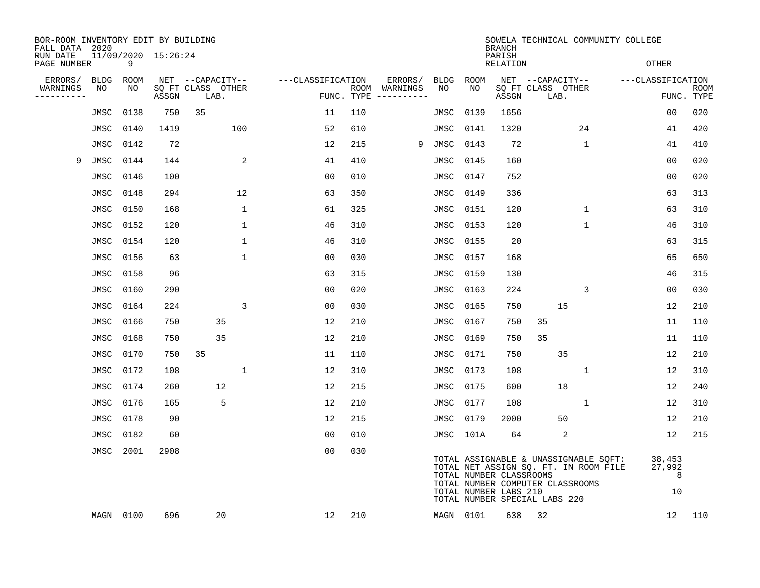BOR-ROOM INVENTORY EDIT BY BUILDING
FALL DATA 2020
RUN DATE 11/09/2020 15:26:24
PAGE NUMBER 9

SOWELA TECHNICAL COMMUNITY COLLEGE
BRANCH
PARISH
RELATION
OTHER

| ERRORS/ WARNINGS | BLDG NO | ROOM NO | NET SQ FT ASSGN | CAPACITY CLASS | CAPACITY LAB. | CAPACITY OTHER | CLASSIFICATION FUNC. | ROOM TYPE | ERRORS/ WARNINGS | BLDG NO | ROOM NO | NET SQ FT ASSGN | CAPACITY CLASS | CAPACITY LAB. | CAPACITY OTHER | CLASSIFICATION FUNC. | ROOM TYPE |
|---|---|---|---|---|---|---|---|---|---|---|---|---|---|---|---|---|---|
| | JMSC | 0138 | 750 | 35 | | | 11 | 110 | | JMSC | 0139 | 1656 | | | | 00 | 020 |
| | JMSC | 0140 | 1419 | | | 100 | 52 | 610 | | JMSC | 0141 | 1320 | | | 24 | 41 | 420 |
| | JMSC | 0142 | 72 | | | | 12 | 215 | 9 | JMSC | 0143 | 72 | | | 1 | 41 | 410 |
| 9 | JMSC | 0144 | 144 | | | 2 | 41 | 410 | | JMSC | 0145 | 160 | | | | 00 | 020 |
| | JMSC | 0146 | 100 | | | | 00 | 010 | | JMSC | 0147 | 752 | | | | 00 | 020 |
| | JMSC | 0148 | 294 | | | 12 | 63 | 350 | | JMSC | 0149 | 336 | | | | 63 | 313 |
| | JMSC | 0150 | 168 | | | 1 | 61 | 325 | | JMSC | 0151 | 120 | | | 1 | 63 | 310 |
| | JMSC | 0152 | 120 | | | 1 | 46 | 310 | | JMSC | 0153 | 120 | | | 1 | 46 | 310 |
| | JMSC | 0154 | 120 | | | 1 | 46 | 310 | | JMSC | 0155 | 20 | | | | 63 | 315 |
| | JMSC | 0156 | 63 | | | 1 | 00 | 030 | | JMSC | 0157 | 168 | | | | 65 | 650 |
| | JMSC | 0158 | 96 | | | | 63 | 315 | | JMSC | 0159 | 130 | | | | 46 | 315 |
| | JMSC | 0160 | 290 | | | | 00 | 020 | | JMSC | 0163 | 224 | | | 3 | 00 | 030 |
| | JMSC | 0164 | 224 | | | 3 | 00 | 030 | | JMSC | 0165 | 750 | | 15 | | 12 | 210 |
| | JMSC | 0166 | 750 | | 35 | | 12 | 210 | | JMSC | 0167 | 750 | 35 | | | 11 | 110 |
| | JMSC | 0168 | 750 | | 35 | | 12 | 210 | | JMSC | 0169 | 750 | 35 | | | 11 | 110 |
| | JMSC | 0170 | 750 | 35 | | | 11 | 110 | | JMSC | 0171 | 750 | | 35 | | 12 | 210 |
| | JMSC | 0172 | 108 | | | 1 | 12 | 310 | | JMSC | 0173 | 108 | | | 1 | 12 | 310 |
| | JMSC | 0174 | 260 | | 12 | | 12 | 215 | | JMSC | 0175 | 600 | | 18 | | 12 | 240 |
| | JMSC | 0176 | 165 | | 5 | | 12 | 210 | | JMSC | 0177 | 108 | | | 1 | 12 | 310 |
| | JMSC | 0178 | 90 | | | | 12 | 215 | | JMSC | 0179 | 2000 | | 50 | | 12 | 210 |
| | JMSC | 0182 | 60 | | | | 00 | 010 | | JMSC | 101A | 64 | | 2 | | 12 | 215 |
| | JMSC | 2001 | 2908 | | | | 00 | 030 | | | | | | | | | |
| | MAGN | 0100 | 696 | | 20 | | 12 | 210 | | MAGN | 0101 | 638 | 32 | | | 12 | 110 |

| Totals | |
|---|---|
| TOTAL ASSIGNABLE & UNASSIGNABLE SQFT: | 38,453 |
| TOTAL NET ASSIGN SQ. FT. IN ROOM FILE | 27,992 |
| TOTAL NUMBER CLASSROOMS | 8 |
| TOTAL NUMBER COMPUTER CLASSROOMS | |
| TOTAL NUMBER LABS 210 | 10 |
| TOTAL NUMBER SPECIAL LABS 220 | |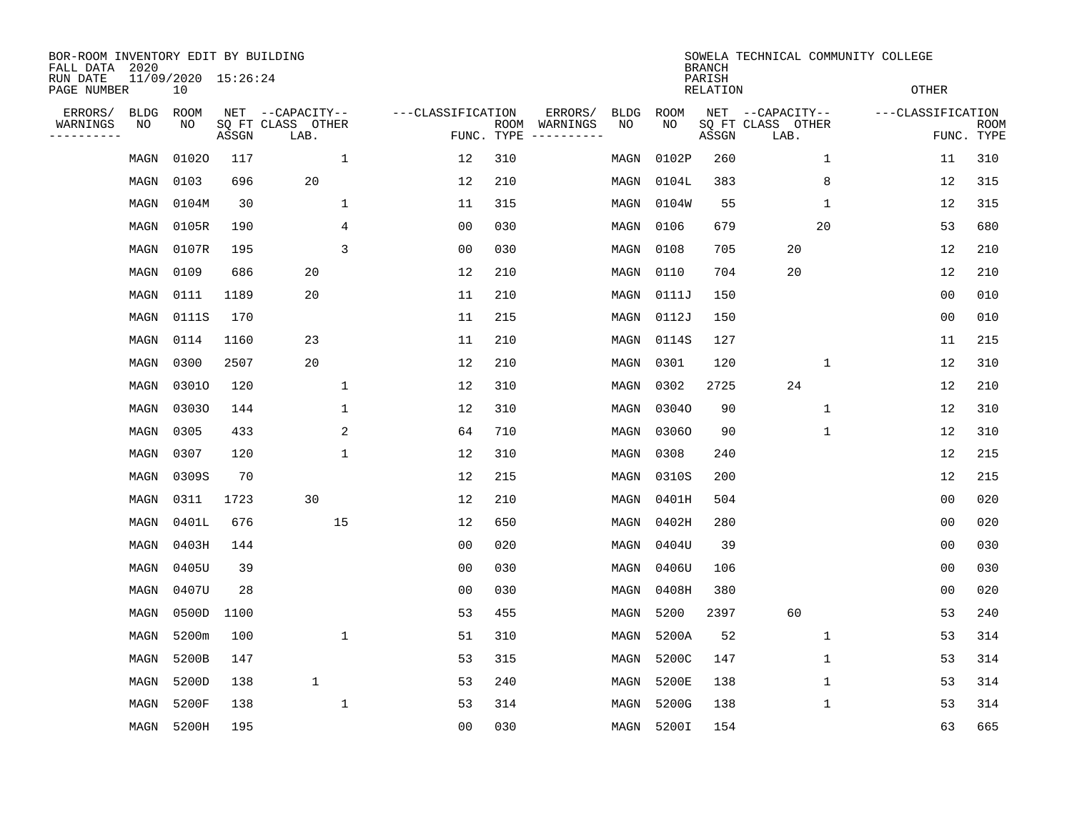BOR-ROOM INVENTORY EDIT BY BUILDING
FALL DATA 2020
RUN DATE 11/09/2020 15:26:24
PAGE NUMBER 10

SOWELA TECHNICAL COMMUNITY COLLEGE
BRANCH
PARISH
RELATION
OTHER

| ERRORS/ WARNINGS | BLDG NO | ROOM NO | NET SQ FT ASSGN | CAPACITY CLASS LAB. | CAPACITY OTHER | CLASSIFICATION FUNC. | ROOM TYPE | ERRORS/ WARNINGS | BLDG NO | ROOM NO | NET SQ FT ASSGN | CAPACITY CLASS LAB. | CAPACITY OTHER | CLASSIFICATION FUNC. | ROOM TYPE |
|---|---|---|---|---|---|---|---|---|---|---|---|---|---|---|---|
| | MAGN | 0102O | 117 | | 1 | 12 | 310 | | MAGN | 0102P | 260 | | 1 | 11 | 310 |
| | MAGN | 0103 | 696 | 20 | | 12 | 210 | | MAGN | 0104L | 383 | | 8 | 12 | 315 |
| | MAGN | 0104M | 30 | | 1 | 11 | 315 | | MAGN | 0104W | 55 | | 1 | 12 | 315 |
| | MAGN | 0105R | 190 | | 4 | 00 | 030 | | MAGN | 0106 | 679 | | 20 | 53 | 680 |
| | MAGN | 0107R | 195 | | 3 | 00 | 030 | | MAGN | 0108 | 705 | 20 | | 12 | 210 |
| | MAGN | 0109 | 686 | 20 | | 12 | 210 | | MAGN | 0110 | 704 | 20 | | 12 | 210 |
| | MAGN | 0111 | 1189 | 20 | | 11 | 210 | | MAGN | 0111J | 150 | | | 00 | 010 |
| | MAGN | 0111S | 170 | | | 11 | 215 | | MAGN | 0112J | 150 | | | 00 | 010 |
| | MAGN | 0114 | 1160 | 23 | | 11 | 210 | | MAGN | 0114S | 127 | | | 11 | 215 |
| | MAGN | 0300 | 2507 | 20 | | 12 | 210 | | MAGN | 0301 | 120 | | 1 | 12 | 310 |
| | MAGN | 0301O | 120 | | 1 | 12 | 310 | | MAGN | 0302 | 2725 | 24 | | 12 | 210 |
| | MAGN | 0303O | 144 | | 1 | 12 | 310 | | MAGN | 0304O | 90 | | 1 | 12 | 310 |
| | MAGN | 0305 | 433 | | 2 | 64 | 710 | | MAGN | 0306O | 90 | | 1 | 12 | 310 |
| | MAGN | 0307 | 120 | | 1 | 12 | 310 | | MAGN | 0308 | 240 | | | 12 | 215 |
| | MAGN | 0309S | 70 | | | 12 | 215 | | MAGN | 0310S | 200 | | | 12 | 215 |
| | MAGN | 0311 | 1723 | 30 | | 12 | 210 | | MAGN | 0401H | 504 | | | 00 | 020 |
| | MAGN | 0401L | 676 | | 15 | 12 | 650 | | MAGN | 0402H | 280 | | | 00 | 020 |
| | MAGN | 0403H | 144 | | | 00 | 020 | | MAGN | 0404U | 39 | | | 00 | 030 |
| | MAGN | 0405U | 39 | | | 00 | 030 | | MAGN | 0406U | 106 | | | 00 | 030 |
| | MAGN | 0407U | 28 | | | 00 | 030 | | MAGN | 0408H | 380 | | | 00 | 020 |
| | MAGN | 0500D | 1100 | | | 53 | 455 | | MAGN | 5200 | 2397 | 60 | | 53 | 240 |
| | MAGN | 5200m | 100 | | 1 | 51 | 310 | | MAGN | 5200A | 52 | | 1 | 53 | 314 |
| | MAGN | 5200B | 147 | | | 53 | 315 | | MAGN | 5200C | 147 | | 1 | 53 | 314 |
| | MAGN | 5200D | 138 | 1 | | 53 | 240 | | MAGN | 5200E | 138 | | 1 | 53 | 314 |
| | MAGN | 5200F | 138 | | 1 | 53 | 314 | | MAGN | 5200G | 138 | | 1 | 53 | 314 |
| | MAGN | 5200H | 195 | | | 00 | 030 | | MAGN | 5200I | 154 | | | 63 | 665 |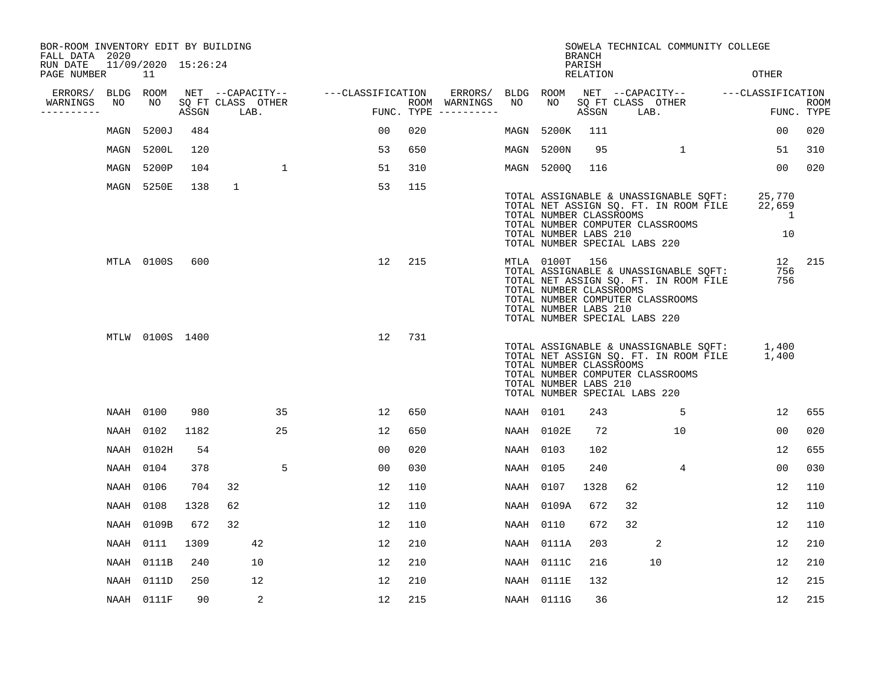BOR-ROOM INVENTORY EDIT BY BUILDING
FALL DATA 2020
RUN DATE 11/09/2020 15:26:24

SOWELA TECHNICAL COMMUNITY COLLEGE
BRANCH
PARISH
RELATION
OTHER

| ERRORS/ WARNINGS | BLDG NO | ROOM NO | NET SQ FT ASSGN | CAPACITY CLASS LAB. | CAPACITY OTHER | CLASSIFICATION FUNC. | ROOM TYPE | ERRORS/ WARNINGS | BLDG NO | ROOM NO | NET SQ FT ASSGN | CAPACITY CLASS LAB. | CAPACITY OTHER | CLASSIFICATION FUNC. | ROOM TYPE |
|---|---|---|---|---|---|---|---|---|---|---|---|---|---|---|---|
| | MAGN | 5200J | 484 | | | 00 | 020 | | MAGN | 5200K | 111 | | | 00 | 020 |
| | MAGN | 5200L | 120 | | | 53 | 650 | | MAGN | 5200N | 95 | | 1 | 51 | 310 |
| | MAGN | 5200P | 104 | | 1 | 51 | 310 | | MAGN | 5200Q | 116 | | | 00 | 020 |
| | MAGN | 5250E | 138 | 1 | | 53 | 115 | | | | | | | | |

TOTAL ASSIGNABLE & UNASSIGNABLE SQFT: 25,770
TOTAL NET ASSIGN SQ. FT. IN ROOM FILE 22,659
TOTAL NUMBER CLASSROOMS 1
TOTAL NUMBER COMPUTER CLASSROOMS
TOTAL NUMBER LABS 210 10
TOTAL NUMBER SPECIAL LABS 220

| ERRORS/ WARNINGS | BLDG NO | ROOM NO | NET SQ FT ASSGN | CAPACITY CLASS LAB. | CAPACITY OTHER | CLASSIFICATION FUNC. | ROOM TYPE | ERRORS/ WARNINGS | BLDG NO | ROOM NO | NET SQ FT ASSGN | CAPACITY CLASS LAB. | CAPACITY OTHER | CLASSIFICATION FUNC. | ROOM TYPE |
|---|---|---|---|---|---|---|---|---|---|---|---|---|---|---|---|
| | MTLA | 0100S | 600 | | | 12 | 215 | | MTLA | 0100T | 156 | | | 12 | 215 |

TOTAL ASSIGNABLE & UNASSIGNABLE SQFT: 756
TOTAL NET ASSIGN SQ. FT. IN ROOM FILE 756
TOTAL NUMBER CLASSROOMS
TOTAL NUMBER COMPUTER CLASSROOMS
TOTAL NUMBER LABS 210
TOTAL NUMBER SPECIAL LABS 220

| ERRORS/ WARNINGS | BLDG NO | ROOM NO | NET SQ FT ASSGN | CAPACITY CLASS LAB. | CAPACITY OTHER | CLASSIFICATION FUNC. | ROOM TYPE |
|---|---|---|---|---|---|---|---|
| | MTLW | 0100S | 1400 | | | 12 | 731 |

TOTAL ASSIGNABLE & UNASSIGNABLE SQFT: 1,400
TOTAL NET ASSIGN SQ. FT. IN ROOM FILE 1,400
TOTAL NUMBER CLASSROOMS
TOTAL NUMBER COMPUTER CLASSROOMS
TOTAL NUMBER LABS 210
TOTAL NUMBER SPECIAL LABS 220

| ERRORS/ WARNINGS | BLDG NO | ROOM NO | NET SQ FT ASSGN | CAPACITY CLASS LAB. | CAPACITY OTHER | CLASSIFICATION FUNC. | ROOM TYPE | ERRORS/ WARNINGS | BLDG NO | ROOM NO | NET SQ FT ASSGN | CAPACITY CLASS LAB. | CAPACITY OTHER | CLASSIFICATION FUNC. | ROOM TYPE |
|---|---|---|---|---|---|---|---|---|---|---|---|---|---|---|---|
| | NAAH | 0100 | 980 | | 35 | 12 | 650 | | NAAH | 0101 | 243 | | 5 | 12 | 655 |
| | NAAH | 0102 | 1182 | | 25 | 12 | 650 | | NAAH | 0102E | 72 | | 10 | 00 | 020 |
| | NAAH | 0102H | 54 | | | 00 | 020 | | NAAH | 0103 | 102 | | | 12 | 655 |
| | NAAH | 0104 | 378 | | 5 | 00 | 030 | | NAAH | 0105 | 240 | | 4 | 00 | 030 |
| | NAAH | 0106 | 704 | 32 | | 12 | 110 | | NAAH | 0107 | 1328 | 62 | | 12 | 110 |
| | NAAH | 0108 | 1328 | 62 | | 12 | 110 | | NAAH | 0109A | 672 | 32 | | 12 | 110 |
| | NAAH | 0109B | 672 | 32 | | 12 | 110 | | NAAH | 0110 | 672 | 32 | | 12 | 110 |
| | NAAH | 0111 | 1309 | 42 | | 12 | 210 | | NAAH | 0111A | 203 | 2 | | 12 | 210 |
| | NAAH | 0111B | 240 | 10 | | 12 | 210 | | NAAH | 0111C | 216 | 10 | | 12 | 210 |
| | NAAH | 0111D | 250 | 12 | | 12 | 210 | | NAAH | 0111E | 132 | | | 12 | 215 |
| | NAAH | 0111F | 90 | 2 | | 12 | 215 | | NAAH | 0111G | 36 | | | 12 | 215 |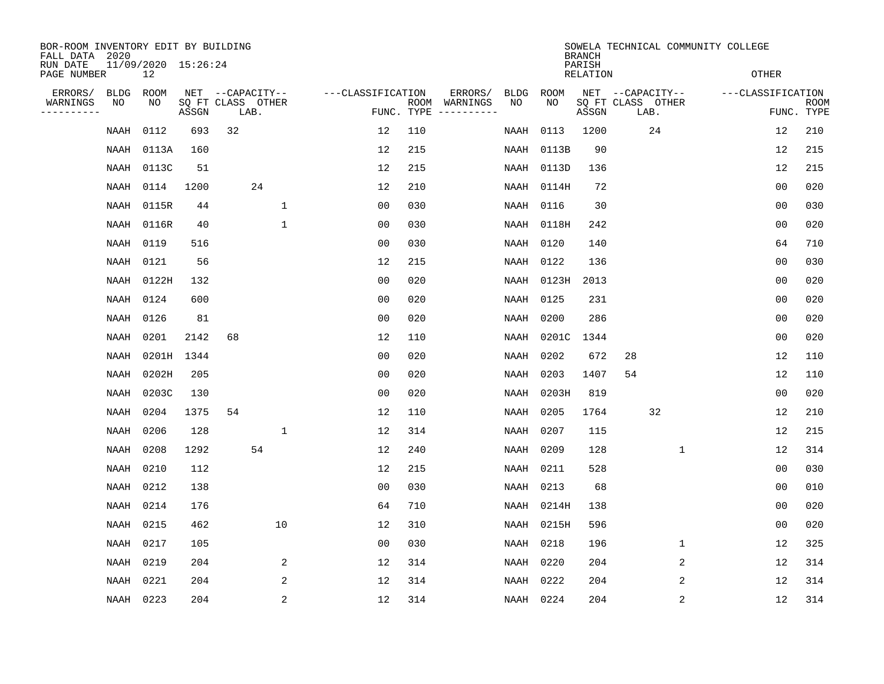BOR-ROOM INVENTORY EDIT BY BUILDING
FALL DATA 2020
RUN DATE 11/09/2020 15:26:24
PAGE NUMBER 12

SOWELA TECHNICAL COMMUNITY COLLEGE
BRANCH
PARISH
RELATION
OTHER

| ERRORS/ WARNINGS | BLDG NO | ROOM NO | NET SQ FT ASSGN | CAPACITY CLASS | CAPACITY LAB. | CAPACITY OTHER | CLASSIFICATION FUNC. | ROOM TYPE | ERRORS/ WARNINGS | BLDG NO | ROOM NO | NET SQ FT ASSGN | CAPACITY CLASS | CAPACITY LAB. | CAPACITY OTHER | CLASSIFICATION FUNC. | ROOM TYPE |
|---|---|---|---|---|---|---|---|---|---|---|---|---|---|---|---|---|---|
| | NAAH | 0112 | 693 | 32 | | | 12 | 110 | | NAAH | 0113 | 1200 | | 24 | | 12 | 210 |
| | NAAH | 0113A | 160 | | | | 12 | 215 | | NAAH | 0113B | 90 | | | | 12 | 215 |
| | NAAH | 0113C | 51 | | | | 12 | 215 | | NAAH | 0113D | 136 | | | | 12 | 215 |
| | NAAH | 0114 | 1200 | | 24 | | 12 | 210 | | NAAH | 0114H | 72 | | | | 00 | 020 |
| | NAAH | 0115R | 44 | | | 1 | 00 | 030 | | NAAH | 0116 | 30 | | | | 00 | 030 |
| | NAAH | 0116R | 40 | | | 1 | 00 | 030 | | NAAH | 0118H | 242 | | | | 00 | 020 |
| | NAAH | 0119 | 516 | | | | 00 | 030 | | NAAH | 0120 | 140 | | | | 64 | 710 |
| | NAAH | 0121 | 56 | | | | 12 | 215 | | NAAH | 0122 | 136 | | | | 00 | 030 |
| | NAAH | 0122H | 132 | | | | 00 | 020 | | NAAH | 0123H | 2013 | | | | 00 | 020 |
| | NAAH | 0124 | 600 | | | | 00 | 020 | | NAAH | 0125 | 231 | | | | 00 | 020 |
| | NAAH | 0126 | 81 | | | | 00 | 020 | | NAAH | 0200 | 286 | | | | 00 | 020 |
| | NAAH | 0201 | 2142 | 68 | | | 12 | 110 | | NAAH | 0201C | 1344 | | | | 00 | 020 |
| | NAAH | 0201H | 1344 | | | | 00 | 020 | | NAAH | 0202 | 672 | 28 | | | 12 | 110 |
| | NAAH | 0202H | 205 | | | | 00 | 020 | | NAAH | 0203 | 1407 | 54 | | | 12 | 110 |
| | NAAH | 0203C | 130 | | | | 00 | 020 | | NAAH | 0203H | 819 | | | | 00 | 020 |
| | NAAH | 0204 | 1375 | 54 | | | 12 | 110 | | NAAH | 0205 | 1764 | | 32 | | 12 | 210 |
| | NAAH | 0206 | 128 | | | 1 | 12 | 314 | | NAAH | 0207 | 115 | | | | 12 | 215 |
| | NAAH | 0208 | 1292 | | 54 | | 12 | 240 | | NAAH | 0209 | 128 | | | 1 | 12 | 314 |
| | NAAH | 0210 | 112 | | | | 12 | 215 | | NAAH | 0211 | 528 | | | | 00 | 030 |
| | NAAH | 0212 | 138 | | | | 00 | 030 | | NAAH | 0213 | 68 | | | | 00 | 010 |
| | NAAH | 0214 | 176 | | | | 64 | 710 | | NAAH | 0214H | 138 | | | | 00 | 020 |
| | NAAH | 0215 | 462 | | | 10 | 12 | 310 | | NAAH | 0215H | 596 | | | | 00 | 020 |
| | NAAH | 0217 | 105 | | | | 00 | 030 | | NAAH | 0218 | 196 | | | 1 | 12 | 325 |
| | NAAH | 0219 | 204 | | | 2 | 12 | 314 | | NAAH | 0220 | 204 | | | 2 | 12 | 314 |
| | NAAH | 0221 | 204 | | | 2 | 12 | 314 | | NAAH | 0222 | 204 | | | 2 | 12 | 314 |
| | NAAH | 0223 | 204 | | | 2 | 12 | 314 | | NAAH | 0224 | 204 | | | 2 | 12 | 314 |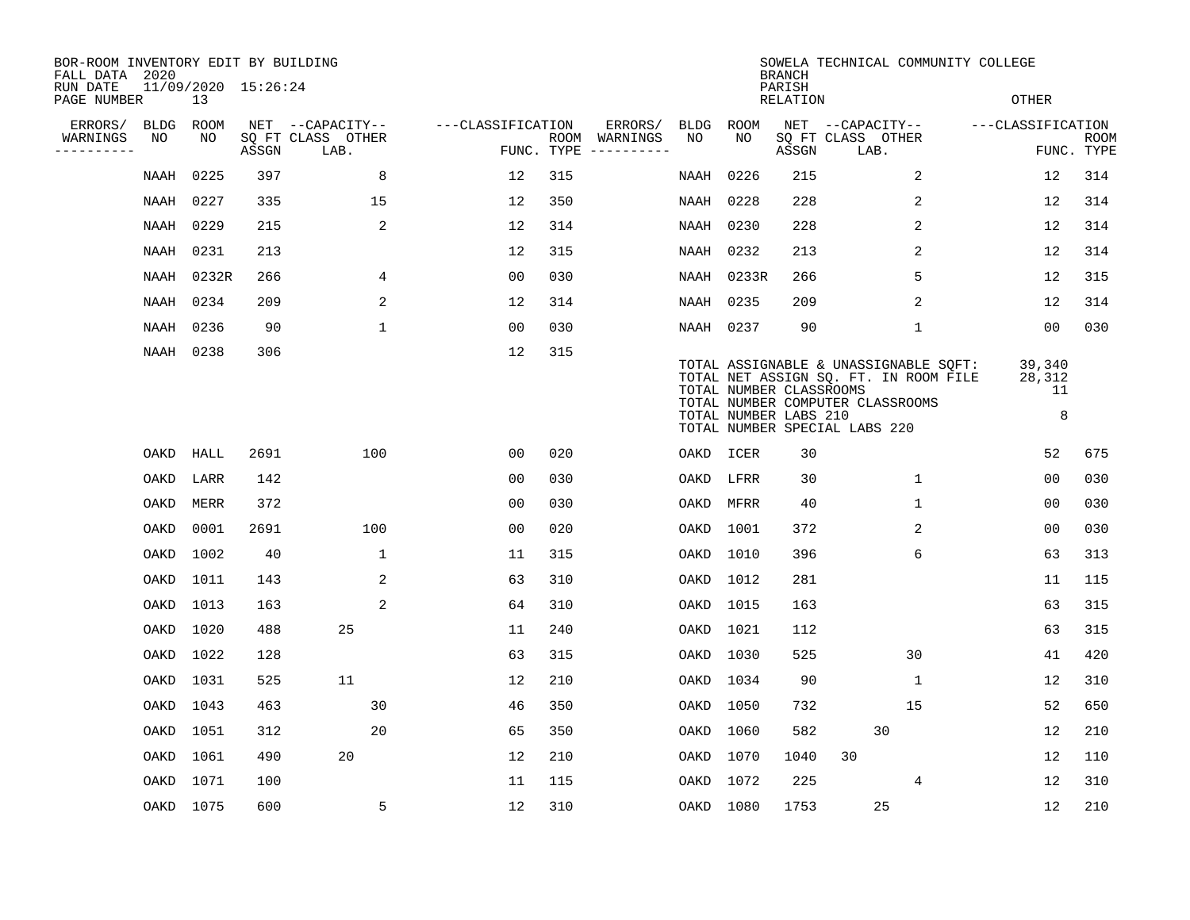BOR-ROOM INVENTORY EDIT BY BUILDING
FALL DATA 2020
RUN DATE 11/09/2020 15:26:24
PAGE NUMBER 13

SOWELA TECHNICAL COMMUNITY COLLEGE
BRANCH
PARISH
RELATION
OTHER

| ERRORS/ WARNINGS | BLDG NO | ROOM NO | NET SQ FT ASSGN | CAPACITY CLASS LAB. | CAPACITY OTHER | CLASSIFICATION FUNC. | ROOM TYPE | ERRORS/ WARNINGS | BLDG NO | ROOM NO | NET SQ FT ASSGN | CAPACITY CLASS LAB. | CAPACITY OTHER | CLASSIFICATION FUNC. | ROOM TYPE |
|---|---|---|---|---|---|---|---|---|---|---|---|---|---|---|---|
| | NAAH | 0225 | 397 | | 8 | 12 | 315 | | NAAH | 0226 | 215 | | 2 | 12 | 314 |
| | NAAH | 0227 | 335 | | 15 | 12 | 350 | | NAAH | 0228 | 228 | | 2 | 12 | 314 |
| | NAAH | 0229 | 215 | | 2 | 12 | 314 | | NAAH | 0230 | 228 | | 2 | 12 | 314 |
| | NAAH | 0231 | 213 | | | 12 | 315 | | NAAH | 0232 | 213 | | 2 | 12 | 314 |
| | NAAH | 0232R | 266 | | 4 | 00 | 030 | | NAAH | 0233R | 266 | | 5 | 12 | 315 |
| | NAAH | 0234 | 209 | | 2 | 12 | 314 | | NAAH | 0235 | 209 | | 2 | 12 | 314 |
| | NAAH | 0236 | 90 | | 1 | 00 | 030 | | NAAH | 0237 | 90 | | 1 | 00 | 030 |
| | NAAH | 0238 | 306 | | | 12 | 315 | | | | | | | | |

| | |
|---|---|
| TOTAL ASSIGNABLE & UNASSIGNABLE SQFT: | 39,340 |
| TOTAL NET ASSIGN SQ. FT. IN ROOM FILE | 28,312 |
| TOTAL NUMBER CLASSROOMS | 11 |
| TOTAL NUMBER COMPUTER CLASSROOMS | |
| TOTAL NUMBER LABS 210 | 8 |
| TOTAL NUMBER SPECIAL LABS 220 | |

| ERRORS/ WARNINGS | BLDG NO | ROOM NO | NET SQ FT ASSGN | CAPACITY CLASS LAB. | CAPACITY OTHER | CLASSIFICATION FUNC. | ROOM TYPE | ERRORS/ WARNINGS | BLDG NO | ROOM NO | NET SQ FT ASSGN | CAPACITY CLASS LAB. | CAPACITY OTHER | CLASSIFICATION FUNC. | ROOM TYPE |
|---|---|---|---|---|---|---|---|---|---|---|---|---|---|---|---|
| | OAKD | HALL | 2691 | | 100 | 00 | 020 | | OAKD | ICER | 30 | | | 52 | 675 |
| | OAKD | LARR | 142 | | | 00 | 030 | | OAKD | LFRR | 30 | | 1 | 00 | 030 |
| | OAKD | MERR | 372 | | | 00 | 030 | | OAKD | MFRR | 40 | | 1 | 00 | 030 |
| | OAKD | 0001 | 2691 | | 100 | 00 | 020 | | OAKD | 1001 | 372 | | 2 | 00 | 030 |
| | OAKD | 1002 | 40 | | 1 | 11 | 315 | | OAKD | 1010 | 396 | | 6 | 63 | 313 |
| | OAKD | 1011 | 143 | | 2 | 63 | 310 | | OAKD | 1012 | 281 | | | 11 | 115 |
| | OAKD | 1013 | 163 | | 2 | 64 | 310 | | OAKD | 1015 | 163 | | | 63 | 315 |
| | OAKD | 1020 | 488 | 25 | | 11 | 240 | | OAKD | 1021 | 112 | | | 63 | 315 |
| | OAKD | 1022 | 128 | | | 63 | 315 | | OAKD | 1030 | 525 | | 30 | 41 | 420 |
| | OAKD | 1031 | 525 | 11 | | 12 | 210 | | OAKD | 1034 | 90 | | 1 | 12 | 310 |
| | OAKD | 1043 | 463 | | 30 | 46 | 350 | | OAKD | 1050 | 732 | | 15 | 52 | 650 |
| | OAKD | 1051 | 312 | | 20 | 65 | 350 | | OAKD | 1060 | 582 | 30 | | 12 | 210 |
| | OAKD | 1061 | 490 | 20 | | 12 | 210 | | OAKD | 1070 | 1040 | 30 | | 12 | 110 |
| | OAKD | 1071 | 100 | | | 11 | 115 | | OAKD | 1072 | 225 | | 4 | 12 | 310 |
| | OAKD | 1075 | 600 | | 5 | 12 | 310 | | OAKD | 1080 | 1753 | 25 | | 12 | 210 |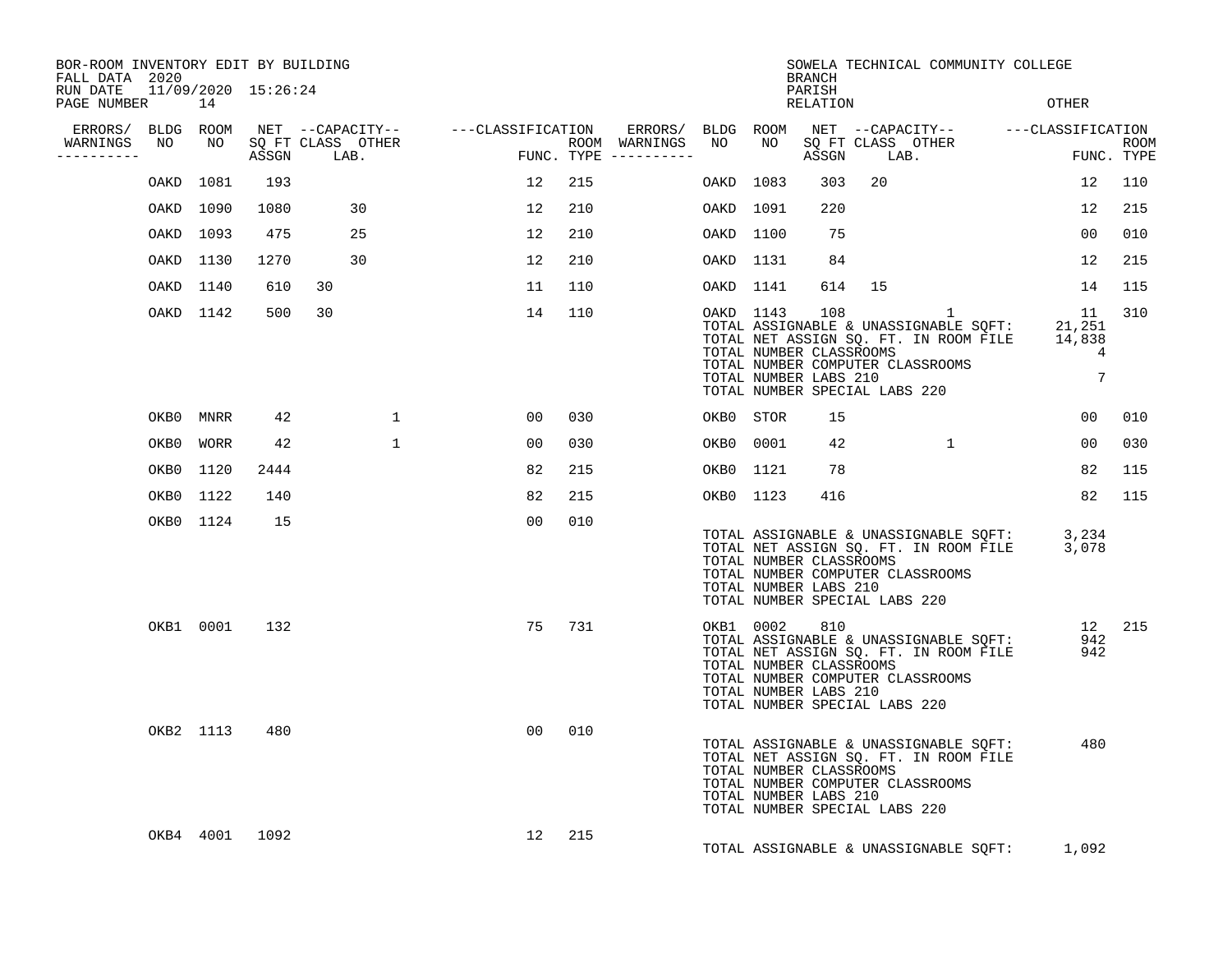BOR-ROOM INVENTORY EDIT BY BUILDING — SOWELA TECHNICAL COMMUNITY COLLEGE

FALL DATA 2020 — BRANCH
RUN DATE 11/09/2020 15:26:24 — PARISH
PAGE NUMBER 14 — RELATION: OTHER

| ERRORS/ WARNINGS | BLDG NO | ROOM NO | NET SQ FT ASSGN | CAPACITY CLASS LAB. | CAPACITY OTHER | CLASSIFICATION FUNC. | ROOM TYPE | ERRORS/ WARNINGS | BLDG NO | ROOM NO | NET SQ FT ASSGN | CAPACITY CLASS LAB. | CAPACITY OTHER | CLASSIFICATION FUNC. | ROOM TYPE |
|---|---|---|---|---|---|---|---|---|---|---|---|---|---|---|---|
| | OAKD | 1081 | 193 | | | 12 | 215 | | OAKD | 1083 | 303 | 20 | | 12 | 110 |
| | OAKD | 1090 | 1080 | 30 | | 12 | 210 | | OAKD | 1091 | 220 | | | 12 | 215 |
| | OAKD | 1093 | 475 | 25 | | 12 | 210 | | OAKD | 1100 | 75 | | | 00 | 010 |
| | OAKD | 1130 | 1270 | 30 | | 12 | 210 | | OAKD | 1131 | 84 | | | 12 | 215 |
| | OAKD | 1140 | 610 | 30 | | 11 | 110 | | OAKD | 1141 | 614 | 15 | | 14 | 115 |
| | OAKD | 1142 | 500 | 30 | | 14 | 110 | | OAKD | 1143 | 108 | | 1 | 11 | 310 |

TOTAL ASSIGNABLE & UNASSIGNABLE SQFT: 21,251
TOTAL NET ASSIGN SQ. FT. IN ROOM FILE 14,838
TOTAL NUMBER CLASSROOMS 4
TOTAL NUMBER COMPUTER CLASSROOMS
TOTAL NUMBER LABS 210 7
TOTAL NUMBER SPECIAL LABS 220

| ERRORS/ WARNINGS | BLDG NO | ROOM NO | NET SQ FT ASSGN | CAPACITY CLASS LAB. | CAPACITY OTHER | CLASSIFICATION FUNC. | ROOM TYPE | ERRORS/ WARNINGS | BLDG NO | ROOM NO | NET SQ FT ASSGN | CAPACITY CLASS LAB. | CAPACITY OTHER | CLASSIFICATION FUNC. | ROOM TYPE |
|---|---|---|---|---|---|---|---|---|---|---|---|---|---|---|---|
| | OKB0 | MNRR | 42 | | 1 | 00 | 030 | | OKB0 | STOR | 15 | | | 00 | 010 |
| | OKB0 | WORR | 42 | | 1 | 00 | 030 | | OKB0 | 0001 | 42 | | 1 | 00 | 030 |
| | OKB0 | 1120 | 2444 | | | 82 | 215 | | OKB0 | 1121 | 78 | | | 82 | 115 |
| | OKB0 | 1122 | 140 | | | 82 | 215 | | OKB0 | 1123 | 416 | | | 82 | 115 |
| | OKB0 | 1124 | 15 | | | 00 | 010 | | | | | | | | |

TOTAL ASSIGNABLE & UNASSIGNABLE SQFT: 3,234
TOTAL NET ASSIGN SQ. FT. IN ROOM FILE 3,078
TOTAL NUMBER CLASSROOMS
TOTAL NUMBER COMPUTER CLASSROOMS
TOTAL NUMBER LABS 210
TOTAL NUMBER SPECIAL LABS 220

| ERRORS/ WARNINGS | BLDG NO | ROOM NO | NET SQ FT ASSGN | CAPACITY CLASS LAB. | CAPACITY OTHER | CLASSIFICATION FUNC. | ROOM TYPE | ERRORS/ WARNINGS | BLDG NO | ROOM NO | NET SQ FT ASSGN | CAPACITY CLASS LAB. | CAPACITY OTHER | CLASSIFICATION FUNC. | ROOM TYPE |
|---|---|---|---|---|---|---|---|---|---|---|---|---|---|---|---|
| | OKB1 | 0001 | 132 | | | 75 | 731 | | OKB1 | 0002 | 810 | | | 12 | 215 |

TOTAL ASSIGNABLE & UNASSIGNABLE SQFT: 942
TOTAL NET ASSIGN SQ. FT. IN ROOM FILE 942
TOTAL NUMBER CLASSROOMS
TOTAL NUMBER COMPUTER CLASSROOMS
TOTAL NUMBER LABS 210
TOTAL NUMBER SPECIAL LABS 220

| ERRORS/ WARNINGS | BLDG NO | ROOM NO | NET SQ FT ASSGN | CAPACITY CLASS LAB. | CAPACITY OTHER | CLASSIFICATION FUNC. | ROOM TYPE |
|---|---|---|---|---|---|---|---|
| | OKB2 | 1113 | 480 | | | 00 | 010 |

TOTAL ASSIGNABLE & UNASSIGNABLE SQFT: 480
TOTAL NET ASSIGN SQ. FT. IN ROOM FILE
TOTAL NUMBER CLASSROOMS
TOTAL NUMBER COMPUTER CLASSROOMS
TOTAL NUMBER LABS 210
TOTAL NUMBER SPECIAL LABS 220

| ERRORS/ WARNINGS | BLDG NO | ROOM NO | NET SQ FT ASSGN | CAPACITY CLASS LAB. | CAPACITY OTHER | CLASSIFICATION FUNC. | ROOM TYPE |
|---|---|---|---|---|---|---|---|
| | OKB4 | 4001 | 1092 | | | 12 | 215 |

TOTAL ASSIGNABLE & UNASSIGNABLE SQFT: 1,092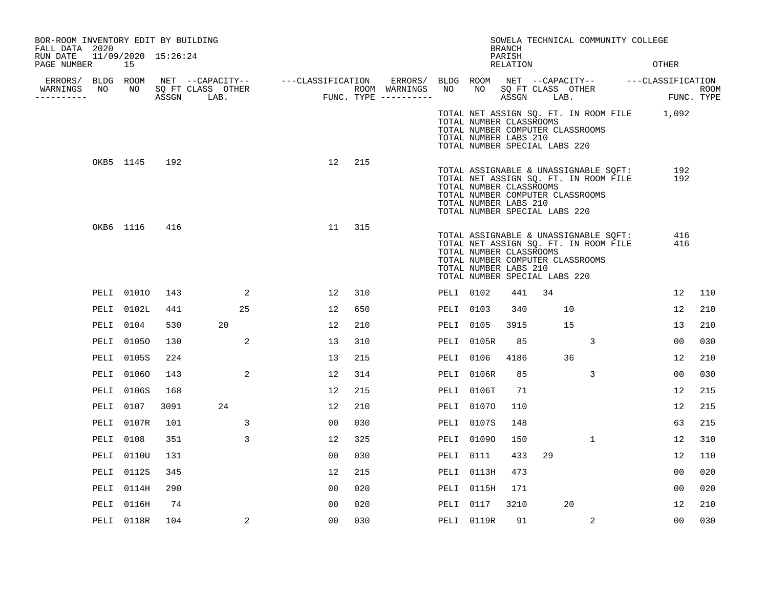BOR-ROOM INVENTORY EDIT BY BUILDING
FALL DATA 2020
RUN DATE 11/09/2020 15:26:24

SOWELA TECHNICAL COMMUNITY COLLEGE
BRANCH
PARISH
RELATION OTHER

TOTAL NET ASSIGN SQ. FT. IN ROOM FILE 1,092
TOTAL NUMBER CLASSROOMS
TOTAL NUMBER COMPUTER CLASSROOMS
TOTAL NUMBER LABS 210
TOTAL NUMBER SPECIAL LABS 220

| ERRORS/ WARNINGS | BLDG NO | ROOM NO | NET SQ FT ASSGN | CAPACITY CLASS | CAPACITY LAB. | CAPACITY OTHER | CLASSIFICATION FUNC. | ROOM TYPE |
|---|---|---|---|---|---|---|---|---|
| | OKB5 | 1145 | 192 | | | | 12 | 215 |

TOTAL ASSIGNABLE & UNASSIGNABLE SQFT: 192
TOTAL NET ASSIGN SQ. FT. IN ROOM FILE 192
TOTAL NUMBER CLASSROOMS
TOTAL NUMBER COMPUTER CLASSROOMS
TOTAL NUMBER LABS 210
TOTAL NUMBER SPECIAL LABS 220

| ERRORS/ WARNINGS | BLDG NO | ROOM NO | NET SQ FT ASSGN | CAPACITY CLASS | CAPACITY LAB. | CAPACITY OTHER | CLASSIFICATION FUNC. | ROOM TYPE |
|---|---|---|---|---|---|---|---|---|
| | OKB6 | 1116 | 416 | | | | 11 | 315 |

TOTAL ASSIGNABLE & UNASSIGNABLE SQFT: 416
TOTAL NET ASSIGN SQ. FT. IN ROOM FILE 416
TOTAL NUMBER CLASSROOMS
TOTAL NUMBER COMPUTER CLASSROOMS
TOTAL NUMBER LABS 210
TOTAL NUMBER SPECIAL LABS 220

| ERRORS/ WARNINGS | BLDG NO | ROOM NO | NET SQ FT ASSGN | CAPACITY CLASS | CAPACITY LAB. | CAPACITY OTHER | CLASSIFICATION FUNC. | ROOM TYPE |
|---|---|---|---|---|---|---|---|---|
| | PELI | 0101O | 143 | | | 2 | 12 | 310 |
| | PELI | 0102 | 441 | 34 | | | 12 | 110 |
| | PELI | 0102L | 441 | | | 25 | 12 | 650 |
| | PELI | 0103 | 340 | | 10 | | 12 | 210 |
| | PELI | 0104 | 530 | | 20 | | 12 | 210 |
| | PELI | 0105 | 3915 | | 15 | | 13 | 210 |
| | PELI | 0105O | 130 | | | 2 | 13 | 310 |
| | PELI | 0105R | 85 | | | 3 | 00 | 030 |
| | PELI | 0105S | 224 | | | | 13 | 215 |
| | PELI | 0106 | 4186 | | 36 | | 12 | 210 |
| | PELI | 0106O | 143 | | | 2 | 12 | 314 |
| | PELI | 0106R | 85 | | | 3 | 00 | 030 |
| | PELI | 0106S | 168 | | | | 12 | 215 |
| | PELI | 0106T | 71 | | | | 12 | 215 |
| | PELI | 0107 | 3091 | | 24 | | 12 | 210 |
| | PELI | 0107O | 110 | | | | 12 | 215 |
| | PELI | 0107R | 101 | | | 3 | 00 | 030 |
| | PELI | 0107S | 148 | | | | 63 | 215 |
| | PELI | 0108 | 351 | | | 3 | 12 | 325 |
| | PELI | 0109O | 150 | | | 1 | 12 | 310 |
| | PELI | 0110U | 131 | | | | 00 | 030 |
| | PELI | 0111 | 433 | 29 | | | 12 | 110 |
| | PELI | 0112S | 345 | | | | 12 | 215 |
| | PELI | 0113H | 473 | | | | 00 | 020 |
| | PELI | 0114H | 290 | | | | 00 | 020 |
| | PELI | 0115H | 171 | | | | 00 | 020 |
| | PELI | 0116H | 74 | | | | 00 | 020 |
| | PELI | 0117 | 3210 | | 20 | | 12 | 210 |
| | PELI | 0118R | 104 | | | 2 | 00 | 030 |
| | PELI | 0119R | 91 | | | 2 | 00 | 030 |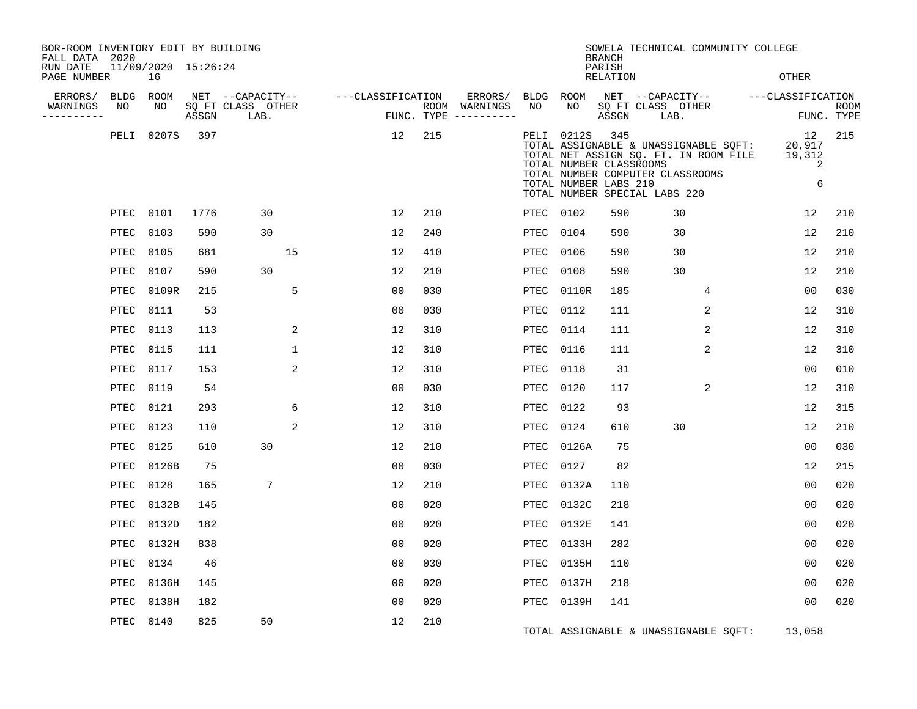BOR-ROOM INVENTORY EDIT BY BUILDING
FALL DATA 2020
RUN DATE 11/09/2020 15:26:24
PAGE NUMBER 16

SOWELA TECHNICAL COMMUNITY COLLEGE
BRANCH
PARISH
RELATION
OTHER

| ERRORS/ WARNINGS | BLDG NO | ROOM NO | NET SQ FT ASSGN | CAPACITY CLASS LAB. | CAPACITY OTHER | CLASSIFICATION FUNC. | ROOM TYPE | ERRORS/ WARNINGS | BLDG NO | ROOM NO | NET SQ FT ASSGN | CAPACITY CLASS LAB. | CAPACITY OTHER | CLASSIFICATION FUNC. | ROOM TYPE |
|---|---|---|---|---|---|---|---|---|---|---|---|---|---|---|---|
| | PELI | 0207S | 397 | | | 12 | 215 | | PELI | 0212S | 345 | | | 12 | 215 |
| | | | | | | | | | TOTAL ASSIGNABLE & UNASSIGNABLE SQFT: | | | | | 20,917 | |
| | | | | | | | | | TOTAL NET ASSIGN SQ. FT. IN ROOM FILE | | | | | 19,312 | |
| | | | | | | | | | TOTAL NUMBER CLASSROOMS | | | | | 2 | |
| | | | | | | | | | TOTAL NUMBER COMPUTER CLASSROOMS | | | | | | |
| | | | | | | | | | TOTAL NUMBER LABS 210 | | | | | 6 | |
| | | | | | | | | | TOTAL NUMBER SPECIAL LABS 220 | | | | | | |
| | PTEC | 0101 | 1776 | 30 | | 12 | 210 | | PTEC | 0102 | 590 | 30 | | 12 | 210 |
| | PTEC | 0103 | 590 | 30 | | 12 | 240 | | PTEC | 0104 | 590 | 30 | | 12 | 210 |
| | PTEC | 0105 | 681 | | 15 | 12 | 410 | | PTEC | 0106 | 590 | 30 | | 12 | 210 |
| | PTEC | 0107 | 590 | 30 | | 12 | 210 | | PTEC | 0108 | 590 | 30 | | 12 | 210 |
| | PTEC | 0109R | 215 | | 5 | 00 | 030 | | PTEC | 0110R | 185 | | 4 | 00 | 030 |
| | PTEC | 0111 | 53 | | | 00 | 030 | | PTEC | 0112 | 111 | | 2 | 12 | 310 |
| | PTEC | 0113 | 113 | | 2 | 12 | 310 | | PTEC | 0114 | 111 | | 2 | 12 | 310 |
| | PTEC | 0115 | 111 | | 1 | 12 | 310 | | PTEC | 0116 | 111 | | 2 | 12 | 310 |
| | PTEC | 0117 | 153 | | 2 | 12 | 310 | | PTEC | 0118 | 31 | | | 00 | 010 |
| | PTEC | 0119 | 54 | | | 00 | 030 | | PTEC | 0120 | 117 | | 2 | 12 | 310 |
| | PTEC | 0121 | 293 | | 6 | 12 | 310 | | PTEC | 0122 | 93 | | | 12 | 315 |
| | PTEC | 0123 | 110 | | 2 | 12 | 310 | | PTEC | 0124 | 610 | 30 | | 12 | 210 |
| | PTEC | 0125 | 610 | 30 | | 12 | 210 | | PTEC | 0126A | 75 | | | 00 | 030 |
| | PTEC | 0126B | 75 | | | 00 | 030 | | PTEC | 0127 | 82 | | | 12 | 215 |
| | PTEC | 0128 | 165 | 7 | | 12 | 210 | | PTEC | 0132A | 110 | | | 00 | 020 |
| | PTEC | 0132B | 145 | | | 00 | 020 | | PTEC | 0132C | 218 | | | 00 | 020 |
| | PTEC | 0132D | 182 | | | 00 | 020 | | PTEC | 0132E | 141 | | | 00 | 020 |
| | PTEC | 0132H | 838 | | | 00 | 020 | | PTEC | 0133H | 282 | | | 00 | 020 |
| | PTEC | 0134 | 46 | | | 00 | 030 | | PTEC | 0135H | 110 | | | 00 | 020 |
| | PTEC | 0136H | 145 | | | 00 | 020 | | PTEC | 0137H | 218 | | | 00 | 020 |
| | PTEC | 0138H | 182 | | | 00 | 020 | | PTEC | 0139H | 141 | | | 00 | 020 |
| | PTEC | 0140 | 825 | 50 | | 12 | 210 | | | | | | | | |
| | | | | | | | | | TOTAL ASSIGNABLE & UNASSIGNABLE SQFT: | | | | | 13,058 | |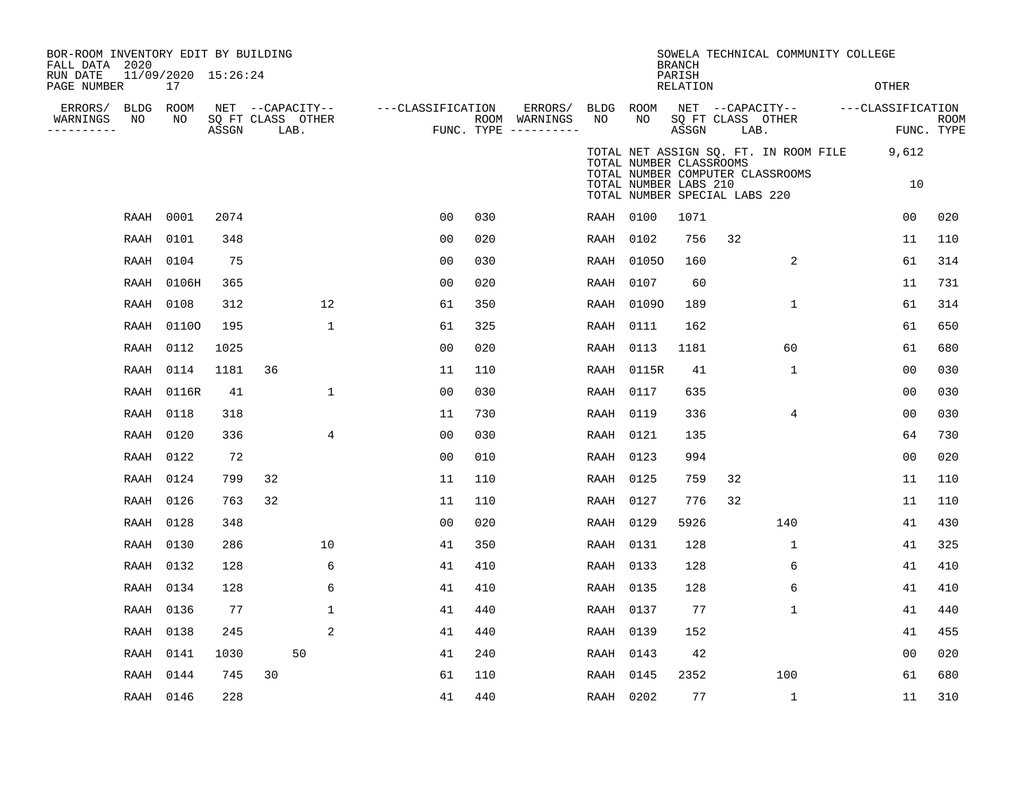BOR-ROOM INVENTORY EDIT BY BUILDING
FALL DATA 2020
RUN DATE 11/09/2020 15:26:24
PAGE NUMBER 17

SOWELA TECHNICAL COMMUNITY COLLEGE
BRANCH
PARISH
RELATION
OTHER

TOTAL NET ASSIGN SQ. FT. IN ROOM FILE 9,612
TOTAL NUMBER CLASSROOMS
TOTAL NUMBER COMPUTER CLASSROOMS
TOTAL NUMBER LABS 210 10
TOTAL NUMBER SPECIAL LABS 220

| ERRORS/ WARNINGS | BLDG NO | ROOM NO | NET SQ FT ASSGN | CAPACITY CLASS LAB. | CAPACITY OTHER | CLASSIFICATION FUNC. | ROOM TYPE | ERRORS/ WARNINGS | BLDG NO | ROOM NO | NET SQ FT ASSGN | CAPACITY CLASS LAB. | CAPACITY OTHER | CLASSIFICATION FUNC. | ROOM TYPE |
|---|---|---|---|---|---|---|---|---|---|---|---|---|---|---|---|
| | RAAH | 0001 | 2074 | | | 00 | 030 | | RAAH | 0100 | 1071 | | | 00 | 020 |
| | RAAH | 0101 | 348 | | | 00 | 020 | | RAAH | 0102 | 756 | 32 | | 11 | 110 |
| | RAAH | 0104 | 75 | | | 00 | 030 | | RAAH | 0105O | 160 | | 2 | 61 | 314 |
| | RAAH | 0106H | 365 | | | 00 | 020 | | RAAH | 0107 | 60 | | | 11 | 731 |
| | RAAH | 0108 | 312 | | 12 | 61 | 350 | | RAAH | 0109O | 189 | | 1 | 61 | 314 |
| | RAAH | 0110O | 195 | | 1 | 61 | 325 | | RAAH | 0111 | 162 | | | 61 | 650 |
| | RAAH | 0112 | 1025 | | | 00 | 020 | | RAAH | 0113 | 1181 | | 60 | 61 | 680 |
| | RAAH | 0114 | 1181 | 36 | | 11 | 110 | | RAAH | 0115R | 41 | | 1 | 00 | 030 |
| | RAAH | 0116R | 41 | | 1 | 00 | 030 | | RAAH | 0117 | 635 | | | 00 | 030 |
| | RAAH | 0118 | 318 | | | 11 | 730 | | RAAH | 0119 | 336 | | 4 | 00 | 030 |
| | RAAH | 0120 | 336 | | 4 | 00 | 030 | | RAAH | 0121 | 135 | | | 64 | 730 |
| | RAAH | 0122 | 72 | | | 00 | 010 | | RAAH | 0123 | 994 | | | 00 | 020 |
| | RAAH | 0124 | 799 | 32 | | 11 | 110 | | RAAH | 0125 | 759 | 32 | | 11 | 110 |
| | RAAH | 0126 | 763 | 32 | | 11 | 110 | | RAAH | 0127 | 776 | 32 | | 11 | 110 |
| | RAAH | 0128 | 348 | | | 00 | 020 | | RAAH | 0129 | 5926 | | 140 | 41 | 430 |
| | RAAH | 0130 | 286 | | 10 | 41 | 350 | | RAAH | 0131 | 128 | | 1 | 41 | 325 |
| | RAAH | 0132 | 128 | | 6 | 41 | 410 | | RAAH | 0133 | 128 | | 6 | 41 | 410 |
| | RAAH | 0134 | 128 | | 6 | 41 | 410 | | RAAH | 0135 | 128 | | 6 | 41 | 410 |
| | RAAH | 0136 | 77 | | 1 | 41 | 440 | | RAAH | 0137 | 77 | | 1 | 41 | 440 |
| | RAAH | 0138 | 245 | | 2 | 41 | 440 | | RAAH | 0139 | 152 | | | 41 | 455 |
| | RAAH | 0141 | 1030 | 50 | | 41 | 240 | | RAAH | 0143 | 42 | | | 00 | 020 |
| | RAAH | 0144 | 745 | 30 | | 61 | 110 | | RAAH | 0145 | 2352 | | 100 | 61 | 680 |
| | RAAH | 0146 | 228 | | | 41 | 440 | | RAAH | 0202 | 77 | | 1 | 11 | 310 |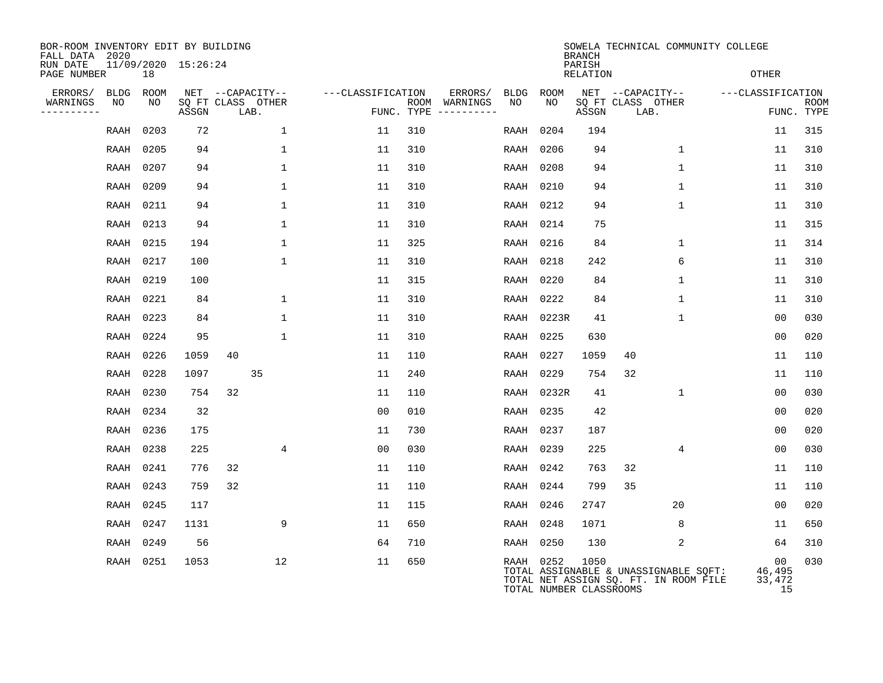BOR-ROOM INVENTORY EDIT BY BUILDING
FALL DATA 2020
RUN DATE 11/09/2020 15:26:24
PAGE NUMBER 18

SOWELA TECHNICAL COMMUNITY COLLEGE
BRANCH
PARISH
RELATION
OTHER

| ERRORS/ WARNINGS | BLDG NO | ROOM NO | NET SQ FT ASSGN | CAPACITY CLASS | CAPACITY LAB. | CAPACITY OTHER | FUNC. | ROOM TYPE | ERRORS/ WARNINGS | BLDG NO | ROOM NO | NET SQ FT ASSGN | CAPACITY CLASS | CAPACITY LAB. | CAPACITY OTHER | FUNC. | ROOM TYPE |
|---|---|---|---|---|---|---|---|---|---|---|---|---|---|---|---|---|---|
| | RAAH | 0203 | 72 | | | 1 | 11 | 310 | | RAAH | 0204 | 194 | | | | 11 | 315 |
| | RAAH | 0205 | 94 | | | 1 | 11 | 310 | | RAAH | 0206 | 94 | | | 1 | 11 | 310 |
| | RAAH | 0207 | 94 | | | 1 | 11 | 310 | | RAAH | 0208 | 94 | | | 1 | 11 | 310 |
| | RAAH | 0209 | 94 | | | 1 | 11 | 310 | | RAAH | 0210 | 94 | | | 1 | 11 | 310 |
| | RAAH | 0211 | 94 | | | 1 | 11 | 310 | | RAAH | 0212 | 94 | | | 1 | 11 | 310 |
| | RAAH | 0213 | 94 | | | 1 | 11 | 310 | | RAAH | 0214 | 75 | | | | 11 | 315 |
| | RAAH | 0215 | 194 | | | 1 | 11 | 325 | | RAAH | 0216 | 84 | | | 1 | 11 | 314 |
| | RAAH | 0217 | 100 | | | 1 | 11 | 310 | | RAAH | 0218 | 242 | | | 6 | 11 | 310 |
| | RAAH | 0219 | 100 | | | | 11 | 315 | | RAAH | 0220 | 84 | | | 1 | 11 | 310 |
| | RAAH | 0221 | 84 | | | 1 | 11 | 310 | | RAAH | 0222 | 84 | | | 1 | 11 | 310 |
| | RAAH | 0223 | 84 | | | 1 | 11 | 310 | | RAAH | 0223R | 41 | | | 1 | 00 | 030 |
| | RAAH | 0224 | 95 | | | 1 | 11 | 310 | | RAAH | 0225 | 630 | | | | 00 | 020 |
| | RAAH | 0226 | 1059 | 40 | | | 11 | 110 | | RAAH | 0227 | 1059 | 40 | | | 11 | 110 |
| | RAAH | 0228 | 1097 | | 35 | | 11 | 240 | | RAAH | 0229 | 754 | 32 | | | 11 | 110 |
| | RAAH | 0230 | 754 | 32 | | | 11 | 110 | | RAAH | 0232R | 41 | | | 1 | 00 | 030 |
| | RAAH | 0234 | 32 | | | | 00 | 010 | | RAAH | 0235 | 42 | | | | 00 | 020 |
| | RAAH | 0236 | 175 | | | | 11 | 730 | | RAAH | 0237 | 187 | | | | 00 | 020 |
| | RAAH | 0238 | 225 | | | 4 | 00 | 030 | | RAAH | 0239 | 225 | | | 4 | 00 | 030 |
| | RAAH | 0241 | 776 | 32 | | | 11 | 110 | | RAAH | 0242 | 763 | 32 | | | 11 | 110 |
| | RAAH | 0243 | 759 | 32 | | | 11 | 110 | | RAAH | 0244 | 799 | 35 | | | 11 | 110 |
| | RAAH | 0245 | 117 | | | | 11 | 115 | | RAAH | 0246 | 2747 | | | 20 | 00 | 020 |
| | RAAH | 0247 | 1131 | | | 9 | 11 | 650 | | RAAH | 0248 | 1071 | | | 8 | 11 | 650 |
| | RAAH | 0249 | 56 | | | | 64 | 710 | | RAAH | 0250 | 130 | | | 2 | 64 | 310 |
| | RAAH | 0251 | 1053 | | | 12 | 11 | 650 | | RAAH | 0252 | 1050 | | | | 00 | 030 |

TOTAL ASSIGNABLE & UNASSIGNABLE SQFT: 46,495
TOTAL NET ASSIGN SQ. FT. IN ROOM FILE 33,472
TOTAL NUMBER CLASSROOMS 15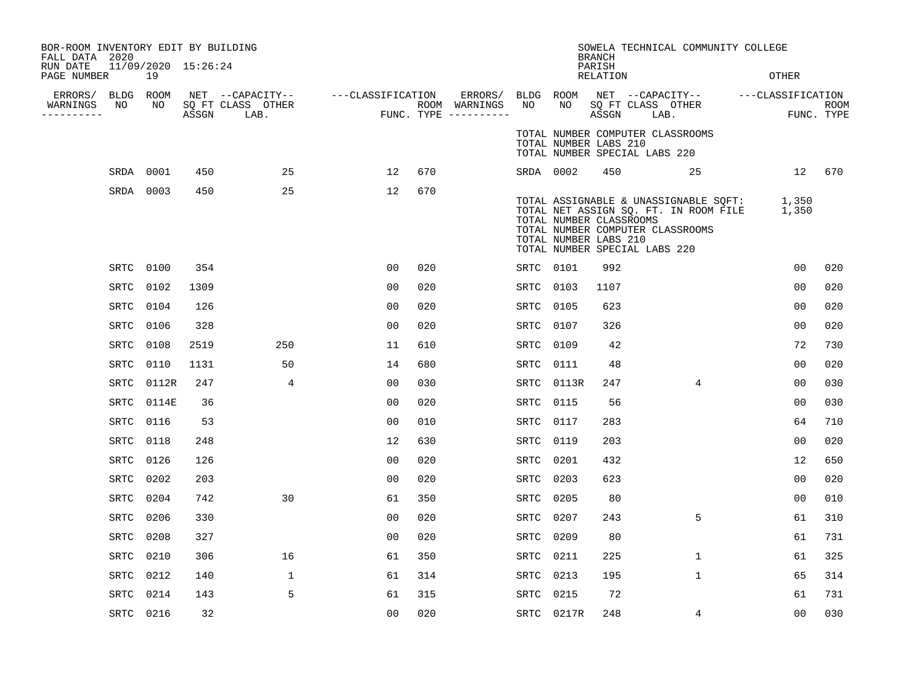BOR-ROOM INVENTORY EDIT BY BUILDING
FALL DATA 2020
RUN DATE 11/09/2020 15:26:24
PAGE NUMBER 19

SOWELA TECHNICAL COMMUNITY COLLEGE
BRANCH
PARISH
RELATION OTHER

| ERRORS/ WARNINGS | BLDG NO | ROOM NO | NET SQ FT ASSGN | CAPACITY CLASS LAB. | CAPACITY OTHER | CLASSIFICATION FUNC. | ROOM TYPE | ERRORS/ WARNINGS | BLDG NO | ROOM NO | NET SQ FT ASSGN | CAPACITY CLASS LAB. | CAPACITY OTHER | CLASSIFICATION FUNC. | ROOM TYPE |
|---|---|---|---|---|---|---|---|---|---|---|---|---|---|---|---|
| | | | | | | | | | TOTAL NUMBER COMPUTER CLASSROOMS<br>TOTAL NUMBER LABS 210<br>TOTAL NUMBER SPECIAL LABS 220 | | | | | | |
| | SRDA | 0001 | 450 | | 25 | 12 | 670 | | SRDA | 0002 | 450 | | 25 | 12 | 670 |
| | SRDA | 0003 | 450 | | 25 | 12 | 670 | | | | | | | | |
| | | | | | | | | | TOTAL ASSIGNABLE & UNASSIGNABLE SQFT: 1,350<br>TOTAL NET ASSIGN SQ. FT. IN ROOM FILE 1,350<br>TOTAL NUMBER CLASSROOMS<br>TOTAL NUMBER COMPUTER CLASSROOMS<br>TOTAL NUMBER LABS 210<br>TOTAL NUMBER SPECIAL LABS 220 | | | | | | |
| | SRTC | 0100 | 354 | | | 00 | 020 | | SRTC | 0101 | 992 | | | 00 | 020 |
| | SRTC | 0102 | 1309 | | | 00 | 020 | | SRTC | 0103 | 1107 | | | 00 | 020 |
| | SRTC | 0104 | 126 | | | 00 | 020 | | SRTC | 0105 | 623 | | | 00 | 020 |
| | SRTC | 0106 | 328 | | | 00 | 020 | | SRTC | 0107 | 326 | | | 00 | 020 |
| | SRTC | 0108 | 2519 | | 250 | 11 | 610 | | SRTC | 0109 | 42 | | | 72 | 730 |
| | SRTC | 0110 | 1131 | | 50 | 14 | 680 | | SRTC | 0111 | 48 | | | 00 | 020 |
| | SRTC | 0112R | 247 | | 4 | 00 | 030 | | SRTC | 0113R | 247 | | 4 | 00 | 030 |
| | SRTC | 0114E | 36 | | | 00 | 020 | | SRTC | 0115 | 56 | | | 00 | 030 |
| | SRTC | 0116 | 53 | | | 00 | 010 | | SRTC | 0117 | 283 | | | 64 | 710 |
| | SRTC | 0118 | 248 | | | 12 | 630 | | SRTC | 0119 | 203 | | | 00 | 020 |
| | SRTC | 0126 | 126 | | | 00 | 020 | | SRTC | 0201 | 432 | | | 12 | 650 |
| | SRTC | 0202 | 203 | | | 00 | 020 | | SRTC | 0203 | 623 | | | 00 | 020 |
| | SRTC | 0204 | 742 | | 30 | 61 | 350 | | SRTC | 0205 | 80 | | | 00 | 010 |
| | SRTC | 0206 | 330 | | | 00 | 020 | | SRTC | 0207 | 243 | | 5 | 61 | 310 |
| | SRTC | 0208 | 327 | | | 00 | 020 | | SRTC | 0209 | 80 | | | 61 | 731 |
| | SRTC | 0210 | 306 | | 16 | 61 | 350 | | SRTC | 0211 | 225 | | 1 | 61 | 325 |
| | SRTC | 0212 | 140 | | 1 | 61 | 314 | | SRTC | 0213 | 195 | | 1 | 65 | 314 |
| | SRTC | 0214 | 143 | | 5 | 61 | 315 | | SRTC | 0215 | 72 | | | 61 | 731 |
| | SRTC | 0216 | 32 | | | 00 | 020 | | SRTC | 0217R | 248 | | 4 | 00 | 030 |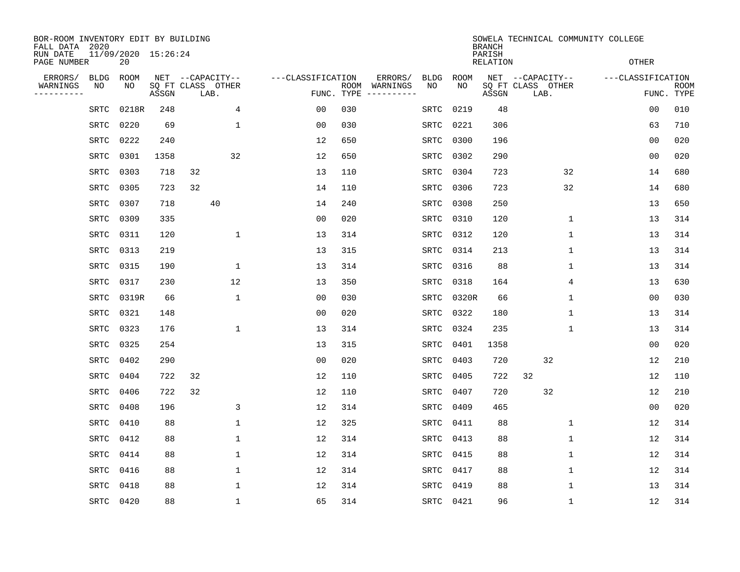BOR-ROOM INVENTORY EDIT BY BUILDING
FALL DATA 2020
RUN DATE 11/09/2020 15:26:24

SOWELA TECHNICAL COMMUNITY COLLEGE
BRANCH
PARISH
RELATION
OTHER

| ERRORS/ WARNINGS | BLDG NO | ROOM NO | NET SQ FT ASSGN | CAPACITY CLASS | CAPACITY LAB | CAPACITY OTHER | CLASSIFICATION FUNC. | ROOM TYPE | ERRORS/ WARNINGS | BLDG NO | ROOM NO | NET SQ FT ASSGN | CAPACITY CLASS | CAPACITY LAB | CAPACITY OTHER | CLASSIFICATION FUNC. | ROOM TYPE |
|---|---|---|---|---|---|---|---|---|---|---|---|---|---|---|---|---|---|
| | SRTC | 0218R | 248 | | | 4 | 00 | 030 | | SRTC | 0219 | 48 | | | | 00 | 010 |
| | SRTC | 0220 | 69 | | | 1 | 00 | 030 | | SRTC | 0221 | 306 | | | | 63 | 710 |
| | SRTC | 0222 | 240 | | | | 12 | 650 | | SRTC | 0300 | 196 | | | | 00 | 020 |
| | SRTC | 0301 | 1358 | | | 32 | 12 | 650 | | SRTC | 0302 | 290 | | | | 00 | 020 |
| | SRTC | 0303 | 718 | 32 | | | 13 | 110 | | SRTC | 0304 | 723 | | | 32 | 14 | 680 |
| | SRTC | 0305 | 723 | 32 | | | 14 | 110 | | SRTC | 0306 | 723 | | | 32 | 14 | 680 |
| | SRTC | 0307 | 718 | | 40 | | 14 | 240 | | SRTC | 0308 | 250 | | | | 13 | 650 |
| | SRTC | 0309 | 335 | | | | 00 | 020 | | SRTC | 0310 | 120 | | | 1 | 13 | 314 |
| | SRTC | 0311 | 120 | | | 1 | 13 | 314 | | SRTC | 0312 | 120 | | | 1 | 13 | 314 |
| | SRTC | 0313 | 219 | | | | 13 | 315 | | SRTC | 0314 | 213 | | | 1 | 13 | 314 |
| | SRTC | 0315 | 190 | | | 1 | 13 | 314 | | SRTC | 0316 | 88 | | | 1 | 13 | 314 |
| | SRTC | 0317 | 230 | | | 12 | 13 | 350 | | SRTC | 0318 | 164 | | | 4 | 13 | 630 |
| | SRTC | 0319R | 66 | | | 1 | 00 | 030 | | SRTC | 0320R | 66 | | | 1 | 00 | 030 |
| | SRTC | 0321 | 148 | | | | 00 | 020 | | SRTC | 0322 | 180 | | | 1 | 13 | 314 |
| | SRTC | 0323 | 176 | | | 1 | 13 | 314 | | SRTC | 0324 | 235 | | | 1 | 13 | 314 |
| | SRTC | 0325 | 254 | | | | 13 | 315 | | SRTC | 0401 | 1358 | | | | 00 | 020 |
| | SRTC | 0402 | 290 | | | | 00 | 020 | | SRTC | 0403 | 720 | | 32 | | 12 | 210 |
| | SRTC | 0404 | 722 | 32 | | | 12 | 110 | | SRTC | 0405 | 722 | 32 | | | 12 | 110 |
| | SRTC | 0406 | 722 | 32 | | | 12 | 110 | | SRTC | 0407 | 720 | | 32 | | 12 | 210 |
| | SRTC | 0408 | 196 | | | 3 | 12 | 314 | | SRTC | 0409 | 465 | | | | 00 | 020 |
| | SRTC | 0410 | 88 | | | 1 | 12 | 325 | | SRTC | 0411 | 88 | | | 1 | 12 | 314 |
| | SRTC | 0412 | 88 | | | 1 | 12 | 314 | | SRTC | 0413 | 88 | | | 1 | 12 | 314 |
| | SRTC | 0414 | 88 | | | 1 | 12 | 314 | | SRTC | 0415 | 88 | | | 1 | 12 | 314 |
| | SRTC | 0416 | 88 | | | 1 | 12 | 314 | | SRTC | 0417 | 88 | | | 1 | 12 | 314 |
| | SRTC | 0418 | 88 | | | 1 | 12 | 314 | | SRTC | 0419 | 88 | | | 1 | 13 | 314 |
| | SRTC | 0420 | 88 | | | 1 | 65 | 314 | | SRTC | 0421 | 96 | | | 1 | 12 | 314 |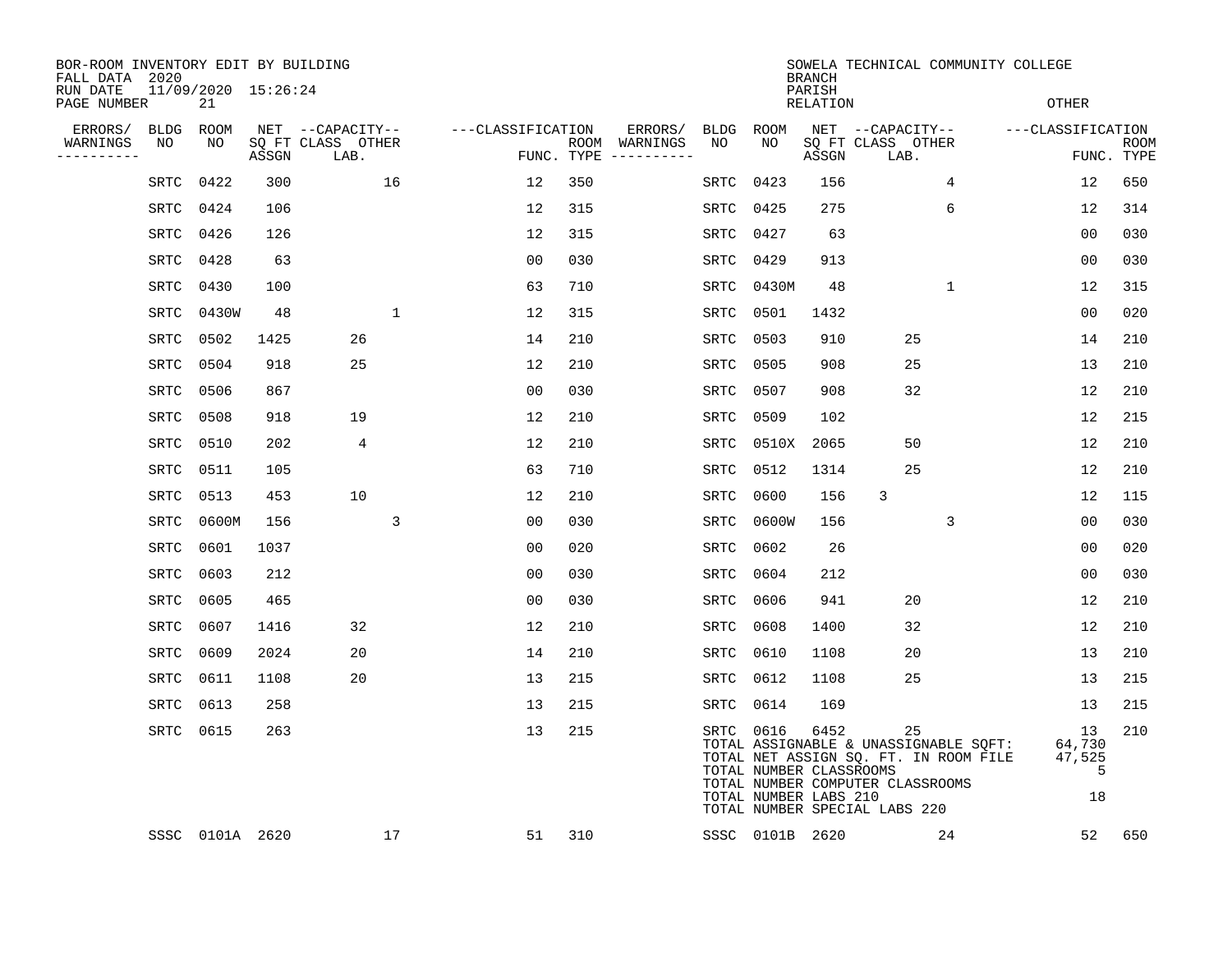BOR-ROOM INVENTORY EDIT BY BUILDING
FALL DATA 2020
RUN DATE 11/09/2020 15:26:24

SOWELA TECHNICAL COMMUNITY COLLEGE
BRANCH
PARISH
RELATION
OTHER

| ERRORS/ WARNINGS | BLDG NO | ROOM NO | NET SQ FT ASSGN | CAPACITY CLASS LAB. | CAPACITY OTHER | CLASSIFICATION FUNC. | ROOM TYPE | ERRORS/ WARNINGS | BLDG NO | ROOM NO | NET SQ FT ASSGN | CAPACITY CLASS LAB. | CAPACITY OTHER | CLASSIFICATION FUNC. | ROOM TYPE |
|---|---|---|---|---|---|---|---|---|---|---|---|---|---|---|---|
| | SRTC | 0422 | 300 | | 16 | 12 | 350 | | SRTC | 0423 | 156 | | 4 | 12 | 650 |
| | SRTC | 0424 | 106 | | | 12 | 315 | | SRTC | 0425 | 275 | | 6 | 12 | 314 |
| | SRTC | 0426 | 126 | | | 12 | 315 | | SRTC | 0427 | 63 | | | 00 | 030 |
| | SRTC | 0428 | 63 | | | 00 | 030 | | SRTC | 0429 | 913 | | | 00 | 030 |
| | SRTC | 0430 | 100 | | | 63 | 710 | | SRTC | 0430M | 48 | | 1 | 12 | 315 |
| | SRTC | 0430W | 48 | | 1 | 12 | 315 | | SRTC | 0501 | 1432 | | | 00 | 020 |
| | SRTC | 0502 | 1425 | 26 | | 14 | 210 | | SRTC | 0503 | 910 | 25 | | 14 | 210 |
| | SRTC | 0504 | 918 | 25 | | 12 | 210 | | SRTC | 0505 | 908 | 25 | | 13 | 210 |
| | SRTC | 0506 | 867 | | | 00 | 030 | | SRTC | 0507 | 908 | 32 | | 12 | 210 |
| | SRTC | 0508 | 918 | 19 | | 12 | 210 | | SRTC | 0509 | 102 | | | 12 | 215 |
| | SRTC | 0510 | 202 | 4 | | 12 | 210 | | SRTC | 0510X | 2065 | 50 | | 12 | 210 |
| | SRTC | 0511 | 105 | | | 63 | 710 | | SRTC | 0512 | 1314 | 25 | | 12 | 210 |
| | SRTC | 0513 | 453 | 10 | | 12 | 210 | | SRTC | 0600 | 156 | 3 | | 12 | 115 |
| | SRTC | 0600M | 156 | | 3 | 00 | 030 | | SRTC | 0600W | 156 | | 3 | 00 | 030 |
| | SRTC | 0601 | 1037 | | | 00 | 020 | | SRTC | 0602 | 26 | | | 00 | 020 |
| | SRTC | 0603 | 212 | | | 00 | 030 | | SRTC | 0604 | 212 | | | 00 | 030 |
| | SRTC | 0605 | 465 | | | 00 | 030 | | SRTC | 0606 | 941 | 20 | | 12 | 210 |
| | SRTC | 0607 | 1416 | 32 | | 12 | 210 | | SRTC | 0608 | 1400 | 32 | | 12 | 210 |
| | SRTC | 0609 | 2024 | 20 | | 14 | 210 | | SRTC | 0610 | 1108 | 20 | | 13 | 210 |
| | SRTC | 0611 | 1108 | 20 | | 13 | 215 | | SRTC | 0612 | 1108 | 25 | | 13 | 215 |
| | SRTC | 0613 | 258 | | | 13 | 215 | | SRTC | 0614 | 169 | | | 13 | 215 |
| | SRTC | 0615 | 263 | | | 13 | 215 | | SRTC | 0616 | 6452 | 25 | | 13 | 210 |
| | SSSC | 0101A | 2620 | | 17 | 51 | 310 | | SSSC | 0101B | 2620 | | 24 | 52 | 650 |

| | |
|---|---|
| TOTAL ASSIGNABLE & UNASSIGNABLE SQFT: | 64,730 |
| TOTAL NET ASSIGN SQ. FT. IN ROOM FILE | 47,525 |
| TOTAL NUMBER CLASSROOMS | 5 |
| TOTAL NUMBER COMPUTER CLASSROOMS | |
| TOTAL NUMBER LABS 210 | 18 |
| TOTAL NUMBER SPECIAL LABS 220 | |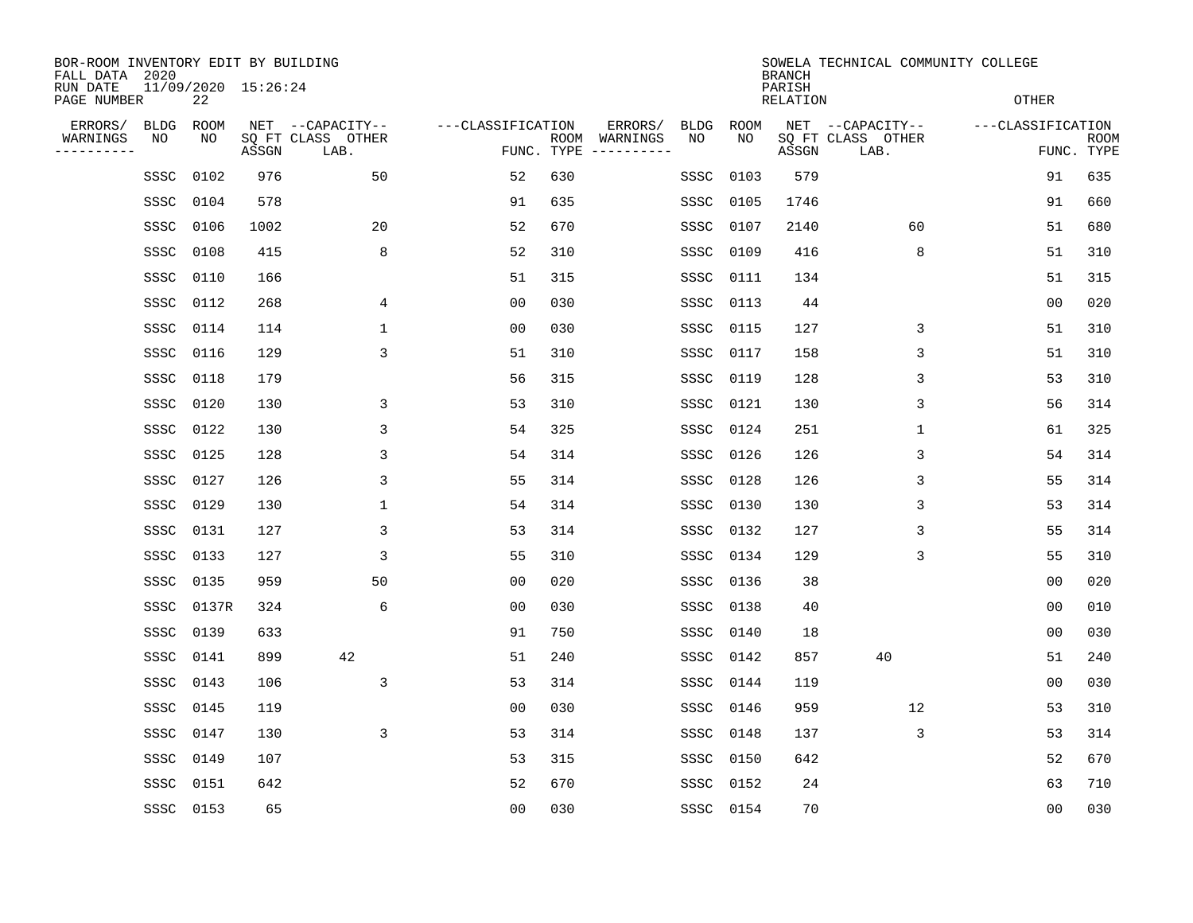BOR-ROOM INVENTORY EDIT BY BUILDING
FALL DATA 2020
RUN DATE 11/09/2020 15:26:24
PAGE NUMBER 22

SOWELA TECHNICAL COMMUNITY COLLEGE
BRANCH
PARISH
RELATION OTHER

| ERRORS/ WARNINGS | BLDG NO | ROOM NO | NET SQ FT ASSGN | CAPACITY CLASS LAB. | CAPACITY OTHER | CLASSIFICATION FUNC. | ROOM TYPE | ERRORS/ WARNINGS | BLDG NO | ROOM NO | NET SQ FT ASSGN | CAPACITY CLASS LAB. | CAPACITY OTHER | CLASSIFICATION FUNC. | ROOM TYPE |
|---|---|---|---|---|---|---|---|---|---|---|---|---|---|---|---|
| | SSSC | 0102 | 976 | | 50 | 52 | 630 | | SSSC | 0103 | 579 | | | 91 | 635 |
| | SSSC | 0104 | 578 | | | 91 | 635 | | SSSC | 0105 | 1746 | | | 91 | 660 |
| | SSSC | 0106 | 1002 | | 20 | 52 | 670 | | SSSC | 0107 | 2140 | | 60 | 51 | 680 |
| | SSSC | 0108 | 415 | | 8 | 52 | 310 | | SSSC | 0109 | 416 | | 8 | 51 | 310 |
| | SSSC | 0110 | 166 | | | 51 | 315 | | SSSC | 0111 | 134 | | | 51 | 315 |
| | SSSC | 0112 | 268 | | 4 | 00 | 030 | | SSSC | 0113 | 44 | | | 00 | 020 |
| | SSSC | 0114 | 114 | | 1 | 00 | 030 | | SSSC | 0115 | 127 | | 3 | 51 | 310 |
| | SSSC | 0116 | 129 | | 3 | 51 | 310 | | SSSC | 0117 | 158 | | 3 | 51 | 310 |
| | SSSC | 0118 | 179 | | | 56 | 315 | | SSSC | 0119 | 128 | | 3 | 53 | 310 |
| | SSSC | 0120 | 130 | | 3 | 53 | 310 | | SSSC | 0121 | 130 | | 3 | 56 | 314 |
| | SSSC | 0122 | 130 | | 3 | 54 | 325 | | SSSC | 0124 | 251 | | 1 | 61 | 325 |
| | SSSC | 0125 | 128 | | 3 | 54 | 314 | | SSSC | 0126 | 126 | | 3 | 54 | 314 |
| | SSSC | 0127 | 126 | | 3 | 55 | 314 | | SSSC | 0128 | 126 | | 3 | 55 | 314 |
| | SSSC | 0129 | 130 | | 1 | 54 | 314 | | SSSC | 0130 | 130 | | 3 | 53 | 314 |
| | SSSC | 0131 | 127 | | 3 | 53 | 314 | | SSSC | 0132 | 127 | | 3 | 55 | 314 |
| | SSSC | 0133 | 127 | | 3 | 55 | 310 | | SSSC | 0134 | 129 | | 3 | 55 | 310 |
| | SSSC | 0135 | 959 | | 50 | 00 | 020 | | SSSC | 0136 | 38 | | | 00 | 020 |
| | SSSC | 0137R | 324 | | 6 | 00 | 030 | | SSSC | 0138 | 40 | | | 00 | 010 |
| | SSSC | 0139 | 633 | | | 91 | 750 | | SSSC | 0140 | 18 | | | 00 | 030 |
| | SSSC | 0141 | 899 | 42 | | 51 | 240 | | SSSC | 0142 | 857 | 40 | | 51 | 240 |
| | SSSC | 0143 | 106 | | 3 | 53 | 314 | | SSSC | 0144 | 119 | | | 00 | 030 |
| | SSSC | 0145 | 119 | | | 00 | 030 | | SSSC | 0146 | 959 | | 12 | 53 | 310 |
| | SSSC | 0147 | 130 | | 3 | 53 | 314 | | SSSC | 0148 | 137 | | 3 | 53 | 314 |
| | SSSC | 0149 | 107 | | | 53 | 315 | | SSSC | 0150 | 642 | | | 52 | 670 |
| | SSSC | 0151 | 642 | | | 52 | 670 | | SSSC | 0152 | 24 | | | 63 | 710 |
| | SSSC | 0153 | 65 | | | 00 | 030 | | SSSC | 0154 | 70 | | | 00 | 030 |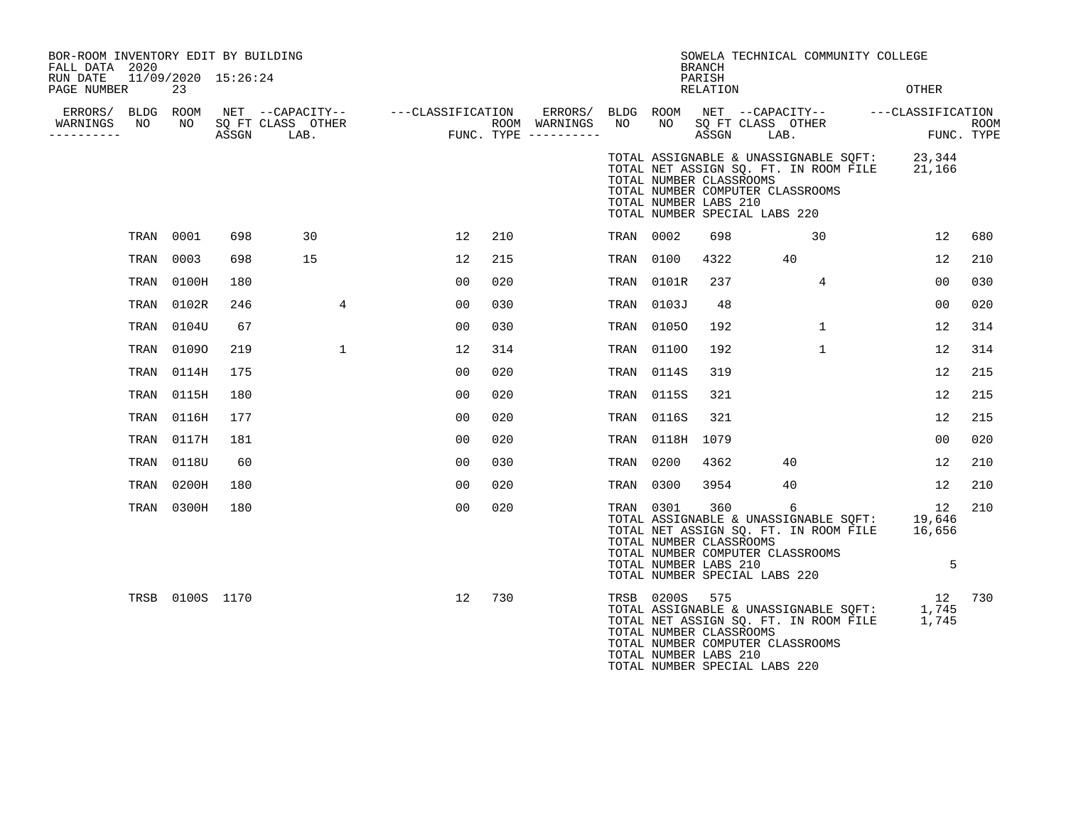BOR-ROOM INVENTORY EDIT BY BUILDING
FALL DATA 2020
RUN DATE 11/09/2020 15:26:24

SOWELA TECHNICAL COMMUNITY COLLEGE
BRANCH
PARISH
RELATION
OTHER

TOTAL ASSIGNABLE & UNASSIGNABLE SQFT: 23,344
TOTAL NET ASSIGN SQ. FT. IN ROOM FILE 21,166
TOTAL NUMBER CLASSROOMS
TOTAL NUMBER COMPUTER CLASSROOMS
TOTAL NUMBER LABS 210
TOTAL NUMBER SPECIAL LABS 220

| ERRORS/ WARNINGS | BLDG NO | ROOM NO | NET SQ FT ASSGN | CAPACITY CLASS LAB. | CAPACITY OTHER | CLASSIFICATION FUNC. | ROOM TYPE | ERRORS/ WARNINGS | BLDG NO | ROOM NO | NET SQ FT ASSGN | CAPACITY CLASS LAB. | CAPACITY OTHER | CLASSIFICATION FUNC. | ROOM TYPE |
|---|---|---|---|---|---|---|---|---|---|---|---|---|---|---|---|
| | TRAN | 0001 | 698 | 30 | | 12 | 210 | | TRAN | 0002 | 698 | | 30 | 12 | 680 |
| | TRAN | 0003 | 698 | 15 | | 12 | 215 | | TRAN | 0100 | 4322 | 40 | | 12 | 210 |
| | TRAN | 0100H | 180 | | | 00 | 020 | | TRAN | 0101R | 237 | | 4 | 00 | 030 |
| | TRAN | 0102R | 246 | | 4 | 00 | 030 | | TRAN | 0103J | 48 | | | 00 | 020 |
| | TRAN | 0104U | 67 | | | 00 | 030 | | TRAN | 0105O | 192 | | 1 | 12 | 314 |
| | TRAN | 0109O | 219 | | 1 | 12 | 314 | | TRAN | 0110O | 192 | | 1 | 12 | 314 |
| | TRAN | 0114H | 175 | | | 00 | 020 | | TRAN | 0114S | 319 | | | 12 | 215 |
| | TRAN | 0115H | 180 | | | 00 | 020 | | TRAN | 0115S | 321 | | | 12 | 215 |
| | TRAN | 0116H | 177 | | | 00 | 020 | | TRAN | 0116S | 321 | | | 12 | 215 |
| | TRAN | 0117H | 181 | | | 00 | 020 | | TRAN | 0118H | 1079 | | | 00 | 020 |
| | TRAN | 0118U | 60 | | | 00 | 030 | | TRAN | 0200 | 4362 | 40 | | 12 | 210 |
| | TRAN | 0200H | 180 | | | 00 | 020 | | TRAN | 0300 | 3954 | 40 | | 12 | 210 |
| | TRAN | 0300H | 180 | | | 00 | 020 | | TRAN | 0301 | 360 | 6 | | 12 | 210 |

TOTAL ASSIGNABLE & UNASSIGNABLE SQFT: 19,646
TOTAL NET ASSIGN SQ. FT. IN ROOM FILE 16,656
TOTAL NUMBER CLASSROOMS
TOTAL NUMBER COMPUTER CLASSROOMS
TOTAL NUMBER LABS 210 5
TOTAL NUMBER SPECIAL LABS 220

| ERRORS/ WARNINGS | BLDG NO | ROOM NO | NET SQ FT ASSGN | CAPACITY CLASS LAB. | CAPACITY OTHER | CLASSIFICATION FUNC. | ROOM TYPE | ERRORS/ WARNINGS | BLDG NO | ROOM NO | NET SQ FT ASSGN | CAPACITY CLASS LAB. | CAPACITY OTHER | CLASSIFICATION FUNC. | ROOM TYPE |
|---|---|---|---|---|---|---|---|---|---|---|---|---|---|---|---|
| | TRSB | 0100S | 1170 | | | 12 | 730 | | TRSB | 0200S | 575 | | | 12 | 730 |

TOTAL ASSIGNABLE & UNASSIGNABLE SQFT: 1,745
TOTAL NET ASSIGN SQ. FT. IN ROOM FILE 1,745
TOTAL NUMBER CLASSROOMS
TOTAL NUMBER COMPUTER CLASSROOMS
TOTAL NUMBER LABS 210
TOTAL NUMBER SPECIAL LABS 220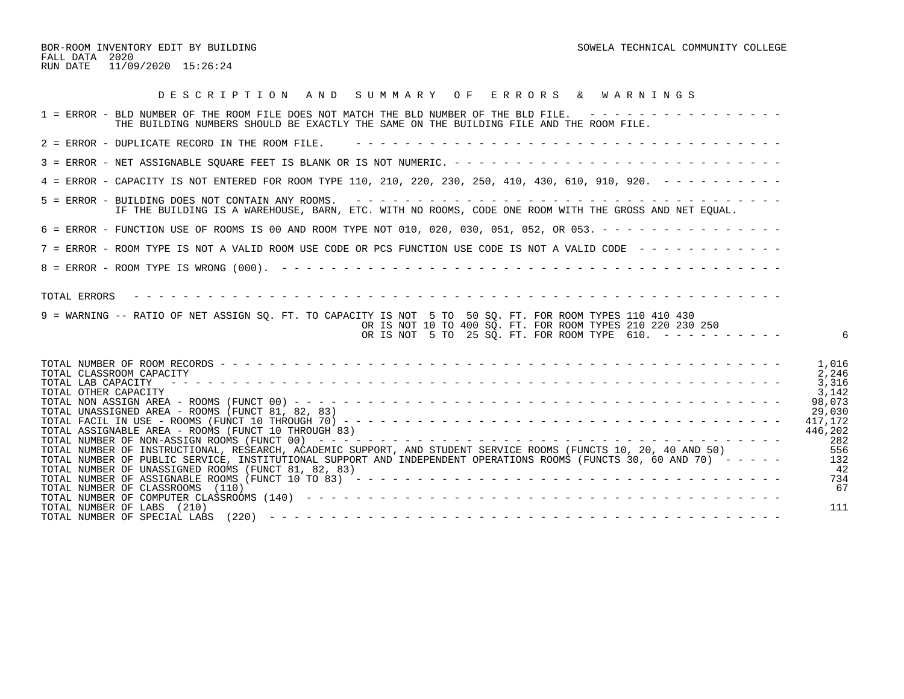BOR-ROOM INVENTORY EDIT BY BUILDING
FALL DATA 2020
RUN DATE 11/09/2020 15:26:24

SOWELA TECHNICAL COMMUNITY COLLEGE

## D E S C R I P T I O N A N D S U M M A R Y O F E R R O R S & W A R N I N G S

1 = ERROR - BLD NUMBER OF THE ROOM FILE DOES NOT MATCH THE BLD NUMBER OF THE BLD FILE.
THE BUILDING NUMBERS SHOULD BE EXACTLY THE SAME ON THE BUILDING FILE AND THE ROOM FILE.

2 = ERROR - DUPLICATE RECORD IN THE ROOM FILE.

3 = ERROR - NET ASSIGNABLE SQUARE FEET IS BLANK OR IS NOT NUMERIC.

4 = ERROR - CAPACITY IS NOT ENTERED FOR ROOM TYPE 110, 210, 220, 230, 250, 410, 430, 610, 910, 920.

5 = ERROR - BUILDING DOES NOT CONTAIN ANY ROOMS.
IF THE BUILDING IS A WAREHOUSE, BARN, ETC. WITH NO ROOMS, CODE ONE ROOM WITH THE GROSS AND NET EQUAL.

6 = ERROR - FUNCTION USE OF ROOMS IS 00 AND ROOM TYPE NOT 010, 020, 030, 051, 052, OR 053.

7 = ERROR - ROOM TYPE IS NOT A VALID ROOM USE CODE OR PCS FUNCTION USE CODE IS NOT A VALID CODE

8 = ERROR - ROOM TYPE IS WRONG (000).

TOTAL ERRORS

9 = WARNING -- RATIO OF NET ASSIGN SQ. FT. TO CAPACITY IS NOT 5 TO 50 SQ. FT. FOR ROOM TYPES 110 410 430
OR IS NOT 10 TO 400 SQ. FT. FOR ROOM TYPES 210 220 230 250
OR IS NOT 5 TO 25 SQ. FT. FOR ROOM TYPE 610. — 6

| | |
|---|---|
| TOTAL NUMBER OF ROOM RECORDS | 1,016 |
| TOTAL CLASSROOM CAPACITY | 2,246 |
| TOTAL LAB CAPACITY | 3,316 |
| TOTAL OTHER CAPACITY | 3,142 |
| TOTAL NON ASSIGN AREA - ROOMS (FUNCT 00) | 98,073 |
| TOTAL UNASSIGNED AREA - ROOMS (FUNCT 81, 82, 83) | 29,030 |
| TOTAL FACIL IN USE - ROOMS (FUNCT 10 THROUGH 70) | 417,172 |
| TOTAL ASSIGNABLE AREA - ROOMS (FUNCT 10 THROUGH 83) | 446,202 |
| TOTAL NUMBER OF NON-ASSIGN ROOMS (FUNCT 00) | 282 |
| TOTAL NUMBER OF INSTRUCTIONAL, RESEARCH, ACADEMIC SUPPORT, AND STUDENT SERVICE ROOMS (FUNCTS 10, 20, 40 AND 50) | 556 |
| TOTAL NUMBER OF PUBLIC SERVICE, INSTITUTIONAL SUPPORT AND INDEPENDENT OPERATIONS ROOMS (FUNCTS 30, 60 AND 70) | 132 |
| TOTAL NUMBER OF UNASSIGNED ROOMS (FUNCT 81, 82, 83) | 42 |
| TOTAL NUMBER OF ASSIGNABLE ROOMS (FUNCT 10 TO 83) | 734 |
| TOTAL NUMBER OF CLASSROOMS (110) | 67 |
| TOTAL NUMBER OF COMPUTER CLASSROOMS (140) | |
| TOTAL NUMBER OF LABS (210) | 111 |
| TOTAL NUMBER OF SPECIAL LABS (220) | |